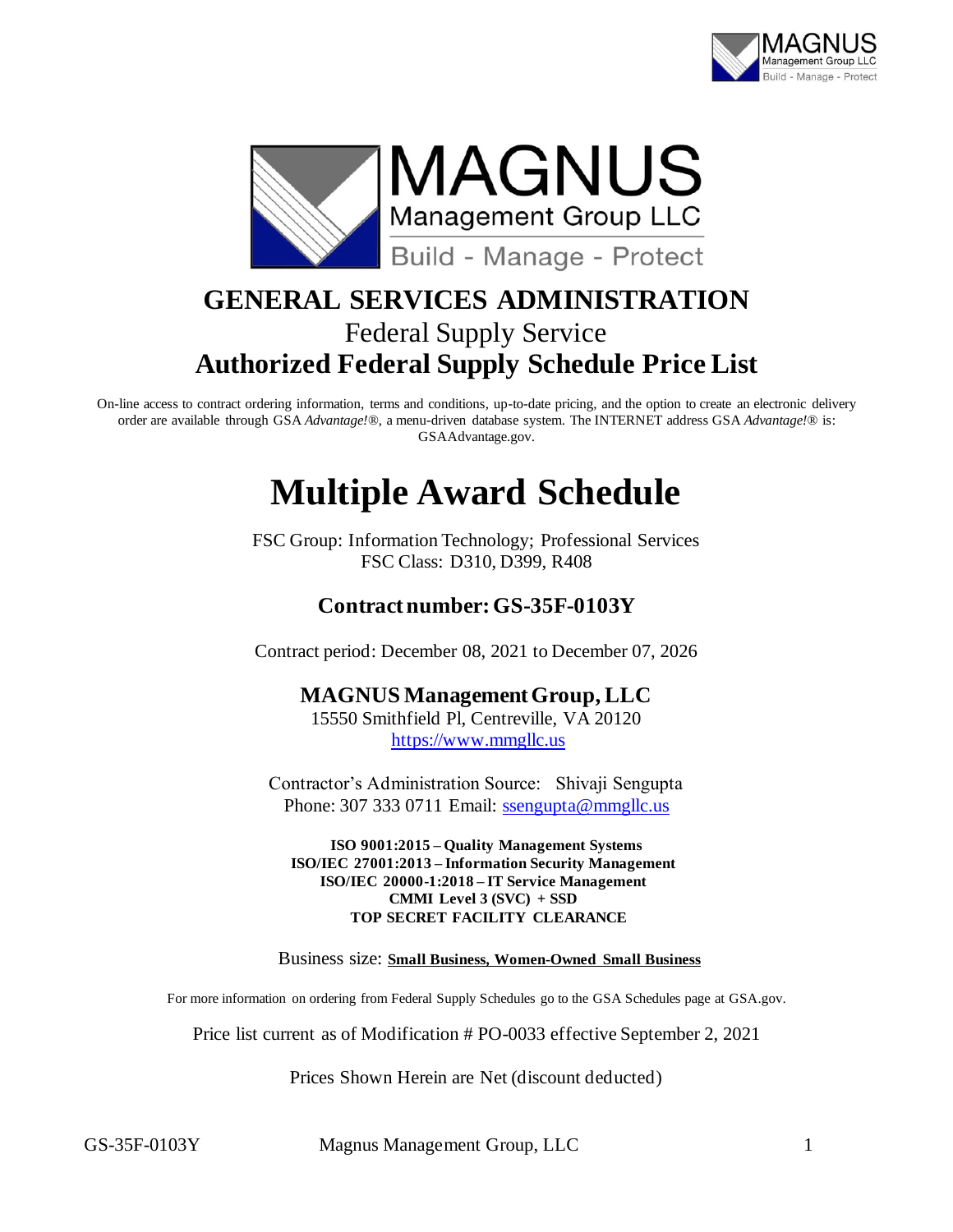# GENERAL SERVICES ADMINISTRATION

Federal Supply Service

## Authorized Federal Supply Schedule Price List

On-line access to contract ordering information, terms and conditions, up-to-date pricing, and the option to create an electronic delivery order are available through GSA *Advantage!*®, a menu-driven database system. The INTERNET address GSA *Advantage!*® is: GSAAdvantage.gov.

# Multiple Award Schedule

FSC Group: Information Technology; Professional Services
FSC Class: D310, D399, R408

### Contract number: GS-35F-0103Y

Contract period: December 08, 2021 to December 07, 2026

### MAGNUS Management Group, LLC

15550 Smithfield Pl, Centreville, VA 20120
https://www.mmgllc.us

Contractor's Administration Source: Shivaji Sengupta
Phone: 307 333 0711 Email: ssengupta@mmgllc.us

**ISO 9001:2015 – Quality Management Systems**
**ISO/IEC 27001:2013 – Information Security Management**
**ISO/IEC 20000-1:2018 – IT Service Management**
**CMMI Level 3 (SVC) + SSD**
**TOP SECRET FACILITY CLEARANCE**

Business size: **Small Business, Women-Owned Small Business**

For more information on ordering from Federal Supply Schedules go to the GSA Schedules page at GSA.gov.

Price list current as of Modification # PO-0033 effective September 2, 2021

Prices Shown Herein are Net (discount deducted)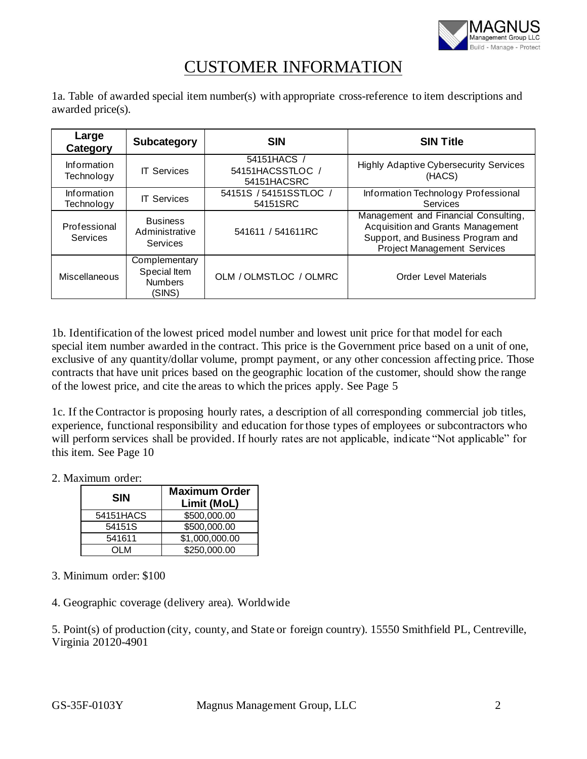# CUSTOMER INFORMATION

1a. Table of awarded special item number(s) with appropriate cross-reference to item descriptions and awarded price(s).

| Large Category | Subcategory | SIN | SIN Title |
|---|---|---|---|
| Information Technology | IT Services | 54151HACS / 54151HACSSTLOC / 54151HACSRC | Highly Adaptive Cybersecurity Services (HACS) |
| Information Technology | IT Services | 54151S / 54151SSTLOC / 54151SRC | Information Technology Professional Services |
| Professional Services | Business Administrative Services | 541611 / 541611RC | Management and Financial Consulting, Acquisition and Grants Management Support, and Business Program and Project Management Services |
| Miscellaneous | Complementary Special Item Numbers (SINS) | OLM / OLMSTLOC / OLMRC | Order Level Materials |

1b. Identification of the lowest priced model number and lowest unit price for that model for each special item number awarded in the contract. This price is the Government price based on a unit of one, exclusive of any quantity/dollar volume, prompt payment, or any other concession affecting price. Those contracts that have unit prices based on the geographic location of the customer, should show the range of the lowest price, and cite the areas to which the prices apply. See Page 5

1c. If the Contractor is proposing hourly rates, a description of all corresponding commercial job titles, experience, functional responsibility and education for those types of employees or subcontractors who will perform services shall be provided. If hourly rates are not applicable, indicate "Not applicable" for this item. See Page 10

2. Maximum order:

| SIN | Maximum Order Limit (MoL) |
|---|---|
| 54151HACS | $500,000.00 |
| 54151S | $500,000.00 |
| 541611 | $1,000,000.00 |
| OLM | $250,000.00 |

3. Minimum order: $100

4. Geographic coverage (delivery area). Worldwide

5. Point(s) of production (city, county, and State or foreign country). 15550 Smithfield PL, Centreville, Virginia 20120-4901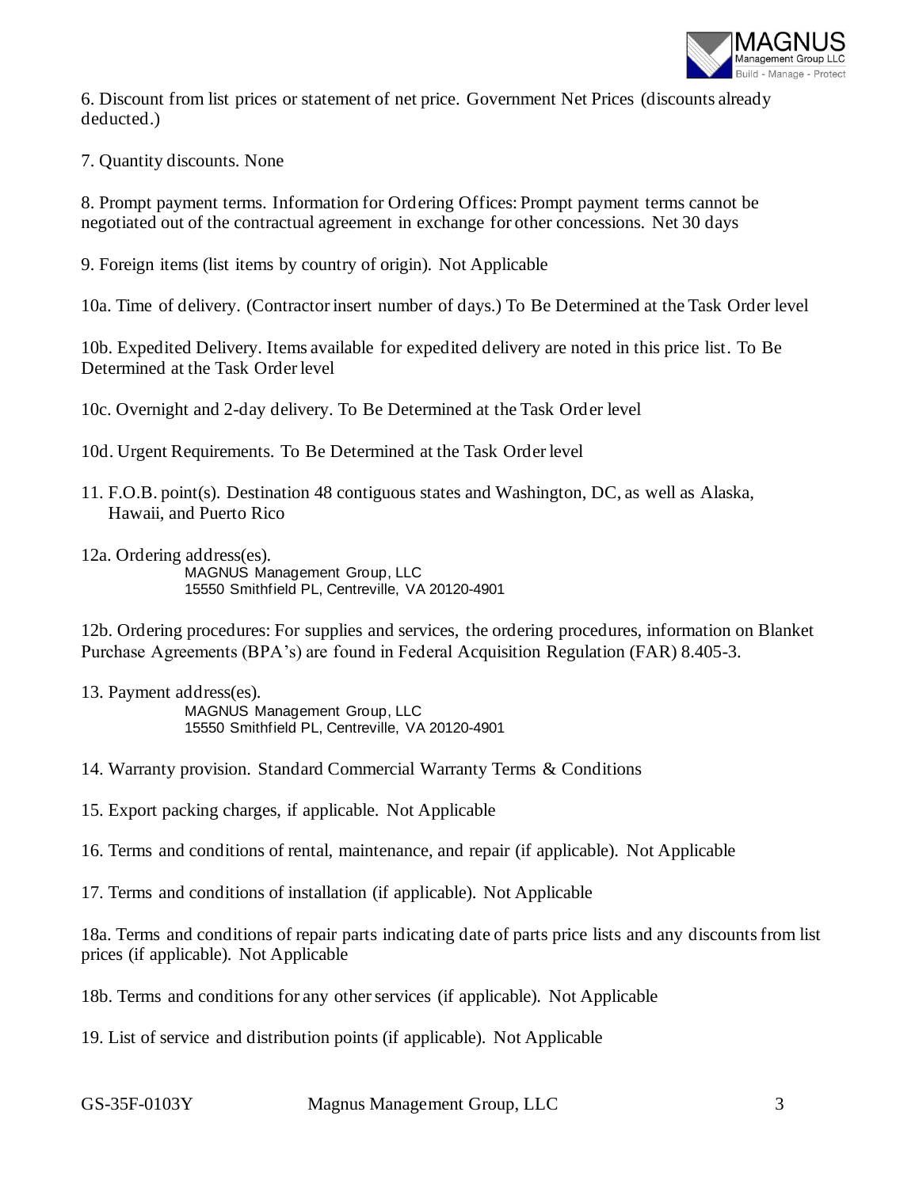6. Discount from list prices or statement of net price. Government Net Prices (discounts already deducted.)

7. Quantity discounts. None

8. Prompt payment terms. Information for Ordering Offices: Prompt payment terms cannot be negotiated out of the contractual agreement in exchange for other concessions. Net 30 days

9. Foreign items (list items by country of origin). Not Applicable

10a. Time of delivery. (Contractor insert number of days.) To Be Determined at the Task Order level

10b. Expedited Delivery. Items available for expedited delivery are noted in this price list. To Be Determined at the Task Order level

10c. Overnight and 2-day delivery. To Be Determined at the Task Order level

10d. Urgent Requirements. To Be Determined at the Task Order level

11. F.O.B. point(s). Destination 48 contiguous states and Washington, DC, as well as Alaska, Hawaii, and Puerto Rico

12a. Ordering address(es).

MAGNUS Management Group, LLC
15550 Smithfield PL, Centreville, VA 20120-4901

12b. Ordering procedures: For supplies and services, the ordering procedures, information on Blanket Purchase Agreements (BPA's) are found in Federal Acquisition Regulation (FAR) 8.405-3.

13. Payment address(es).

MAGNUS Management Group, LLC
15550 Smithfield PL, Centreville, VA 20120-4901

14. Warranty provision. Standard Commercial Warranty Terms & Conditions

15. Export packing charges, if applicable. Not Applicable

16. Terms and conditions of rental, maintenance, and repair (if applicable). Not Applicable

17. Terms and conditions of installation (if applicable). Not Applicable

18a. Terms and conditions of repair parts indicating date of parts price lists and any discounts from list prices (if applicable). Not Applicable

18b. Terms and conditions for any other services (if applicable). Not Applicable

19. List of service and distribution points (if applicable). Not Applicable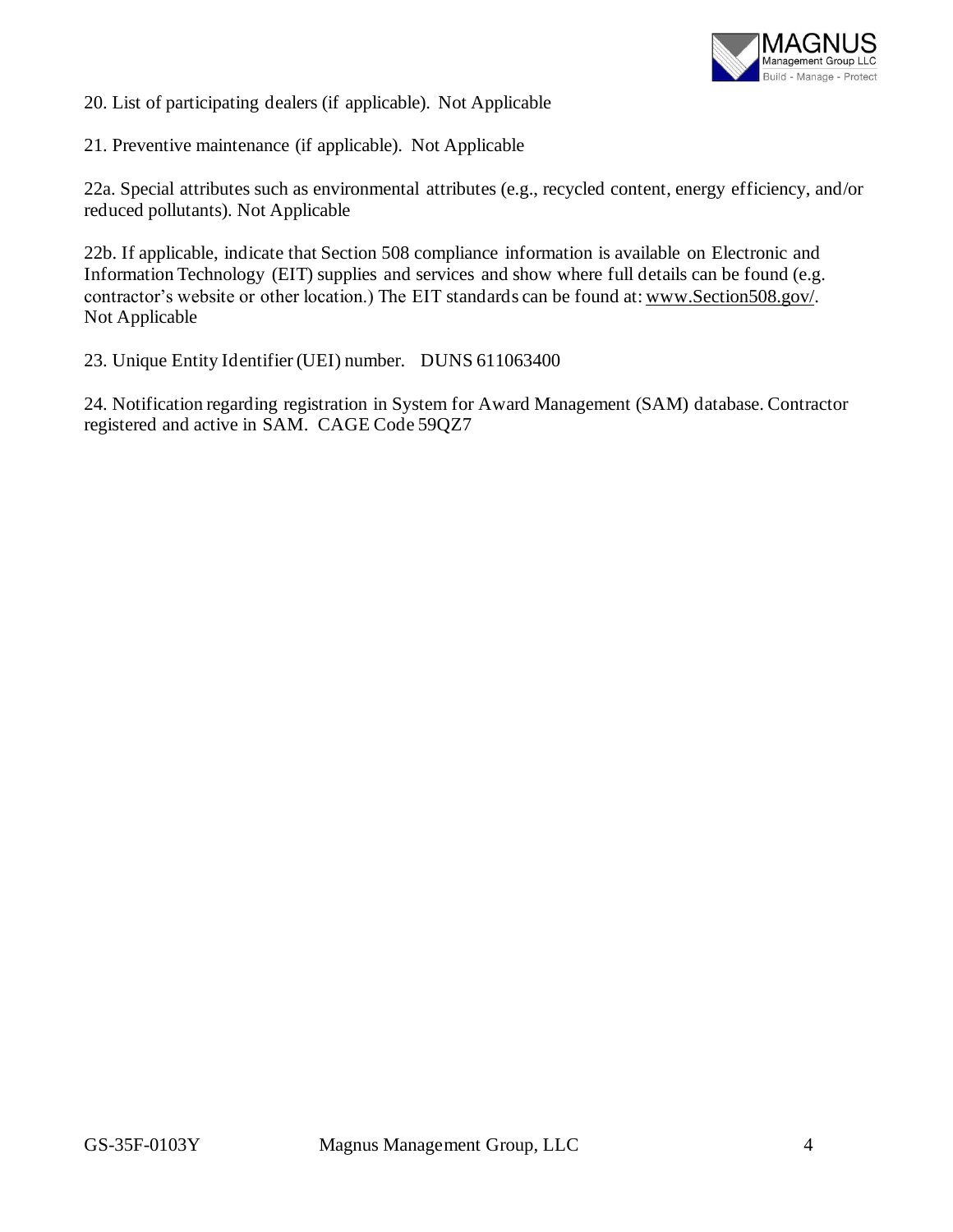20. List of participating dealers (if applicable). Not Applicable

21. Preventive maintenance (if applicable). Not Applicable

22a. Special attributes such as environmental attributes (e.g., recycled content, energy efficiency, and/or reduced pollutants). Not Applicable

22b. If applicable, indicate that Section 508 compliance information is available on Electronic and Information Technology (EIT) supplies and services and show where full details can be found (e.g. contractor's website or other location.) The EIT standards can be found at: www.Section508.gov/.
Not Applicable

23. Unique Entity Identifier (UEI) number. DUNS 611063400

24. Notification regarding registration in System for Award Management (SAM) database. Contractor registered and active in SAM. CAGE Code 59QZ7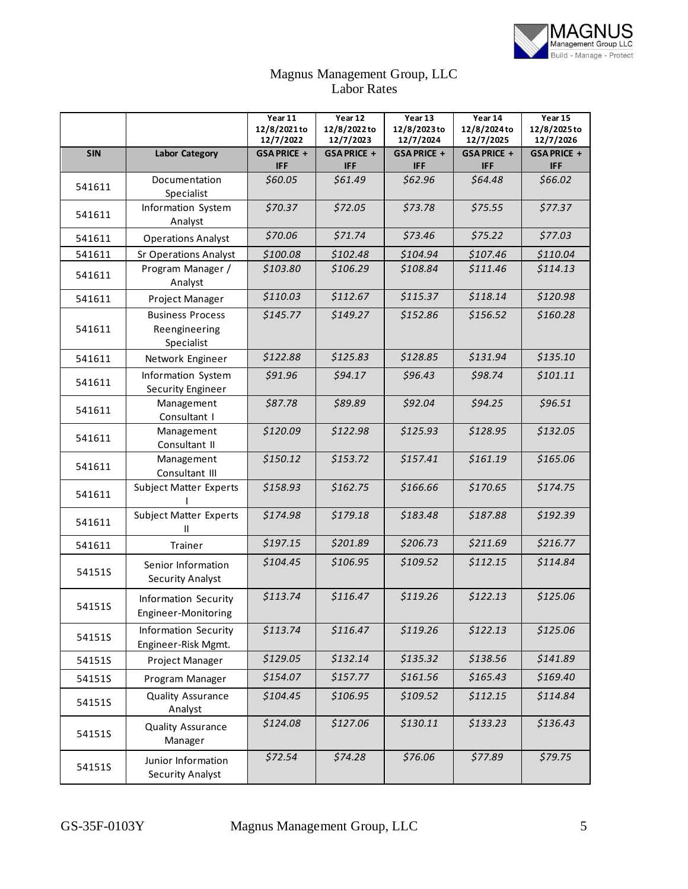Magnus Management Group, LLC
Labor Rates

| | | Year 11 12/8/2021 to 12/7/2022 | Year 12 12/8/2022 to 12/7/2023 | Year 13 12/8/2023 to 12/7/2024 | Year 14 12/8/2024 to 12/7/2025 | Year 15 12/8/2025 to 12/7/2026 |
|---|---|---|---|---|---|---|
| **SIN** | **Labor Category** | **GSA PRICE + IFF** | **GSA PRICE + IFF** | **GSA PRICE + IFF** | **GSA PRICE + IFF** | **GSA PRICE + IFF** |
| 541611 | Documentation Specialist | *$60.05* | *$61.49* | *$62.96* | *$64.48* | *$66.02* |
| 541611 | Information System Analyst | *$70.37* | *$72.05* | *$73.78* | *$75.55* | *$77.37* |
| 541611 | Operations Analyst | *$70.06* | *$71.74* | *$73.46* | *$75.22* | *$77.03* |
| 541611 | Sr Operations Analyst | *$100.08* | *$102.48* | *$104.94* | *$107.46* | *$110.04* |
| 541611 | Program Manager / Analyst | *$103.80* | *$106.29* | *$108.84* | *$111.46* | *$114.13* |
| 541611 | Project Manager | *$110.03* | *$112.67* | *$115.37* | *$118.14* | *$120.98* |
| 541611 | Business Process Reengineering Specialist | *$145.77* | *$149.27* | *$152.86* | *$156.52* | *$160.28* |
| 541611 | Network Engineer | *$122.88* | *$125.83* | *$128.85* | *$131.94* | *$135.10* |
| 541611 | Information System Security Engineer | *$91.96* | *$94.17* | *$96.43* | *$98.74* | *$101.11* |
| 541611 | Management Consultant I | *$87.78* | *$89.89* | *$92.04* | *$94.25* | *$96.51* |
| 541611 | Management Consultant II | *$120.09* | *$122.98* | *$125.93* | *$128.95* | *$132.05* |
| 541611 | Management Consultant III | *$150.12* | *$153.72* | *$157.41* | *$161.19* | *$165.06* |
| 541611 | Subject Matter Experts I | *$158.93* | *$162.75* | *$166.66* | *$170.65* | *$174.75* |
| 541611 | Subject Matter Experts II | *$174.98* | *$179.18* | *$183.48* | *$187.88* | *$192.39* |
| 541611 | Trainer | *$197.15* | *$201.89* | *$206.73* | *$211.69* | *$216.77* |
| 54151S | Senior Information Security Analyst | *$104.45* | *$106.95* | *$109.52* | *$112.15* | *$114.84* |
| 54151S | Information Security Engineer-Monitoring | *$113.74* | *$116.47* | *$119.26* | *$122.13* | *$125.06* |
| 54151S | Information Security Engineer-Risk Mgmt. | *$113.74* | *$116.47* | *$119.26* | *$122.13* | *$125.06* |
| 54151S | Project Manager | *$129.05* | *$132.14* | *$135.32* | *$138.56* | *$141.89* |
| 54151S | Program Manager | *$154.07* | *$157.77* | *$161.56* | *$165.43* | *$169.40* |
| 54151S | Quality Assurance Analyst | *$104.45* | *$106.95* | *$109.52* | *$112.15* | *$114.84* |
| 54151S | Quality Assurance Manager | *$124.08* | *$127.06* | *$130.11* | *$133.23* | *$136.43* |
| 54151S | Junior Information Security Analyst | *$72.54* | *$74.28* | *$76.06* | *$77.89* | *$79.75* |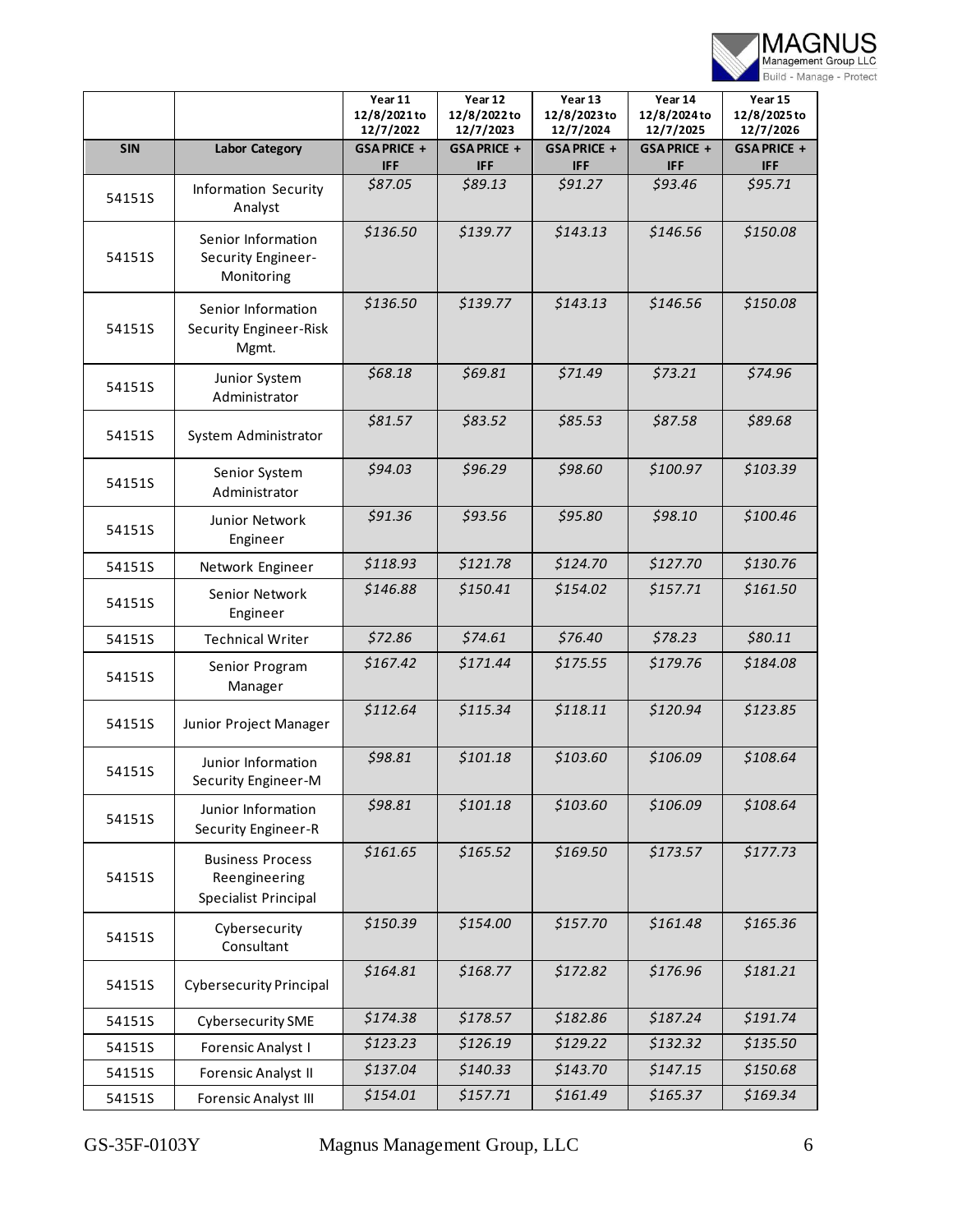| | | Year 11 12/8/2021 to 12/7/2022 | Year 12 12/8/2022 to 12/7/2023 | Year 13 12/8/2023 to 12/7/2024 | Year 14 12/8/2024 to 12/7/2025 | Year 15 12/8/2025 to 12/7/2026 |
|---|---|---|---|---|---|---|
| **SIN** | **Labor Category** | **GSA PRICE + IFF** | **GSA PRICE + IFF** | **GSA PRICE + IFF** | **GSA PRICE + IFF** | **GSA PRICE + IFF** |
| 54151S | Information Security Analyst | *$87.05* | *$89.13* | *$91.27* | *$93.46* | *$95.71* |
| 54151S | Senior Information Security Engineer-Monitoring | *$136.50* | *$139.77* | *$143.13* | *$146.56* | *$150.08* |
| 54151S | Senior Information Security Engineer-Risk Mgmt. | *$136.50* | *$139.77* | *$143.13* | *$146.56* | *$150.08* |
| 54151S | Junior System Administrator | *$68.18* | *$69.81* | *$71.49* | *$73.21* | *$74.96* |
| 54151S | System Administrator | *$81.57* | *$83.52* | *$85.53* | *$87.58* | *$89.68* |
| 54151S | Senior System Administrator | *$94.03* | *$96.29* | *$98.60* | *$100.97* | *$103.39* |
| 54151S | Junior Network Engineer | *$91.36* | *$93.56* | *$95.80* | *$98.10* | *$100.46* |
| 54151S | Network Engineer | *$118.93* | *$121.78* | *$124.70* | *$127.70* | *$130.76* |
| 54151S | Senior Network Engineer | *$146.88* | *$150.41* | *$154.02* | *$157.71* | *$161.50* |
| 54151S | Technical Writer | *$72.86* | *$74.61* | *$76.40* | *$78.23* | *$80.11* |
| 54151S | Senior Program Manager | *$167.42* | *$171.44* | *$175.55* | *$179.76* | *$184.08* |
| 54151S | Junior Project Manager | *$112.64* | *$115.34* | *$118.11* | *$120.94* | *$123.85* |
| 54151S | Junior Information Security Engineer-M | *$98.81* | *$101.18* | *$103.60* | *$106.09* | *$108.64* |
| 54151S | Junior Information Security Engineer-R | *$98.81* | *$101.18* | *$103.60* | *$106.09* | *$108.64* |
| 54151S | Business Process Reengineering Specialist Principal | *$161.65* | *$165.52* | *$169.50* | *$173.57* | *$177.73* |
| 54151S | Cybersecurity Consultant | *$150.39* | *$154.00* | *$157.70* | *$161.48* | *$165.36* |
| 54151S | Cybersecurity Principal | *$164.81* | *$168.77* | *$172.82* | *$176.96* | *$181.21* |
| 54151S | Cybersecurity SME | *$174.38* | *$178.57* | *$182.86* | *$187.24* | *$191.74* |
| 54151S | Forensic Analyst I | *$123.23* | *$126.19* | *$129.22* | *$132.32* | *$135.50* |
| 54151S | Forensic Analyst II | *$137.04* | *$140.33* | *$143.70* | *$147.15* | *$150.68* |
| 54151S | Forensic Analyst III | *$154.01* | *$157.71* | *$161.49* | *$165.37* | *$169.34* |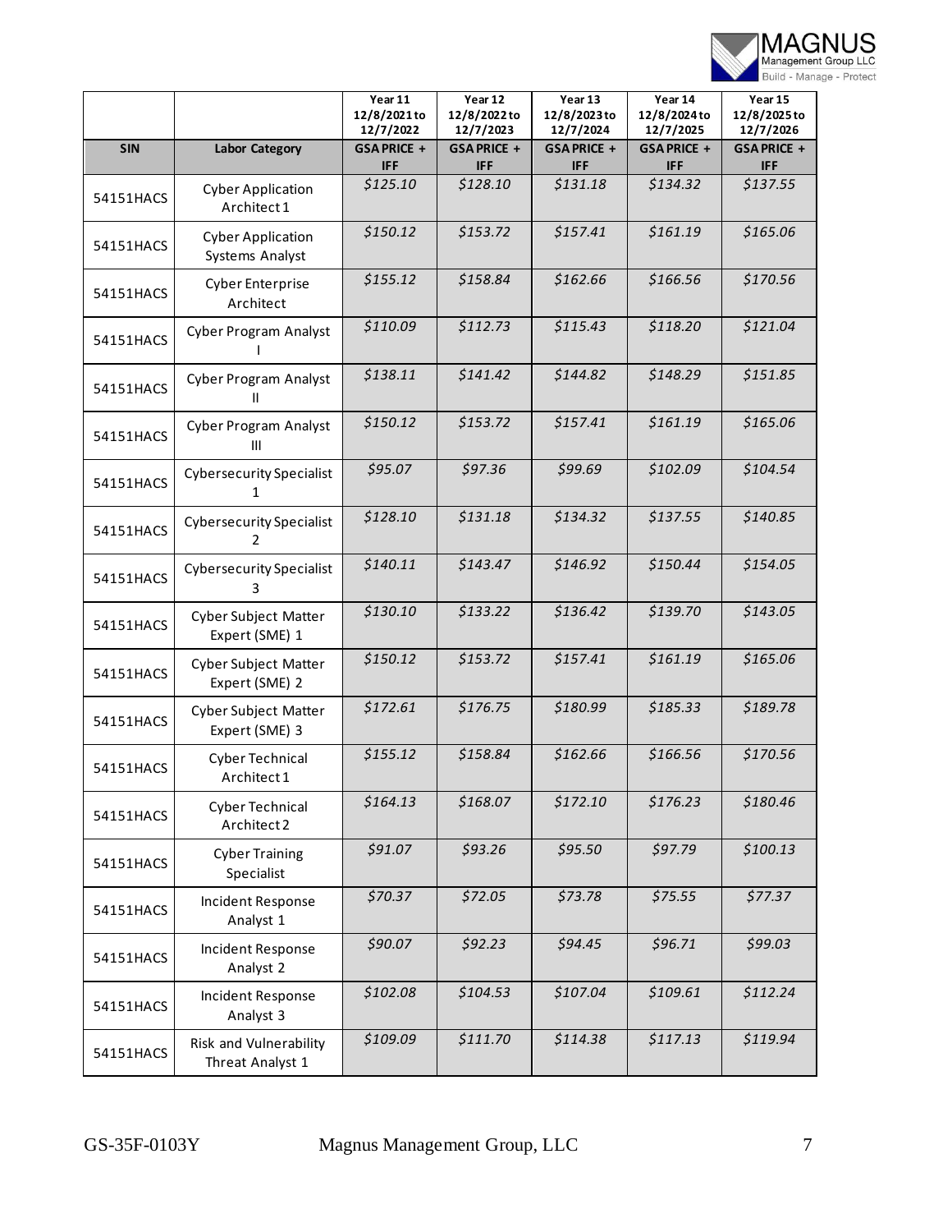| | | Year 11 12/8/2021 to 12/7/2022 | Year 12 12/8/2022 to 12/7/2023 | Year 13 12/8/2023 to 12/7/2024 | Year 14 12/8/2024 to 12/7/2025 | Year 15 12/8/2025 to 12/7/2026 |
|---|---|---|---|---|---|---|
| **SIN** | **Labor Category** | **GSA PRICE + IFF** | **GSA PRICE + IFF** | **GSA PRICE + IFF** | **GSA PRICE + IFF** | **GSA PRICE + IFF** |
| 54151HACS | Cyber Application Architect 1 | *$125.10* | *$128.10* | *$131.18* | *$134.32* | *$137.55* |
| 54151HACS | Cyber Application Systems Analyst | *$150.12* | *$153.72* | *$157.41* | *$161.19* | *$165.06* |
| 54151HACS | Cyber Enterprise Architect | *$155.12* | *$158.84* | *$162.66* | *$166.56* | *$170.56* |
| 54151HACS | Cyber Program Analyst I | *$110.09* | *$112.73* | *$115.43* | *$118.20* | *$121.04* |
| 54151HACS | Cyber Program Analyst II | *$138.11* | *$141.42* | *$144.82* | *$148.29* | *$151.85* |
| 54151HACS | Cyber Program Analyst III | *$150.12* | *$153.72* | *$157.41* | *$161.19* | *$165.06* |
| 54151HACS | Cybersecurity Specialist 1 | *$95.07* | *$97.36* | *$99.69* | *$102.09* | *$104.54* |
| 54151HACS | Cybersecurity Specialist 2 | *$128.10* | *$131.18* | *$134.32* | *$137.55* | *$140.85* |
| 54151HACS | Cybersecurity Specialist 3 | *$140.11* | *$143.47* | *$146.92* | *$150.44* | *$154.05* |
| 54151HACS | Cyber Subject Matter Expert (SME) 1 | *$130.10* | *$133.22* | *$136.42* | *$139.70* | *$143.05* |
| 54151HACS | Cyber Subject Matter Expert (SME) 2 | *$150.12* | *$153.72* | *$157.41* | *$161.19* | *$165.06* |
| 54151HACS | Cyber Subject Matter Expert (SME) 3 | *$172.61* | *$176.75* | *$180.99* | *$185.33* | *$189.78* |
| 54151HACS | Cyber Technical Architect 1 | *$155.12* | *$158.84* | *$162.66* | *$166.56* | *$170.56* |
| 54151HACS | Cyber Technical Architect 2 | *$164.13* | *$168.07* | *$172.10* | *$176.23* | *$180.46* |
| 54151HACS | Cyber Training Specialist | *$91.07* | *$93.26* | *$95.50* | *$97.79* | *$100.13* |
| 54151HACS | Incident Response Analyst 1 | *$70.37* | *$72.05* | *$73.78* | *$75.55* | *$77.37* |
| 54151HACS | Incident Response Analyst 2 | *$90.07* | *$92.23* | *$94.45* | *$96.71* | *$99.03* |
| 54151HACS | Incident Response Analyst 3 | *$102.08* | *$104.53* | *$107.04* | *$109.61* | *$112.24* |
| 54151HACS | Risk and Vulnerability Threat Analyst 1 | *$109.09* | *$111.70* | *$114.38* | *$117.13* | *$119.94* |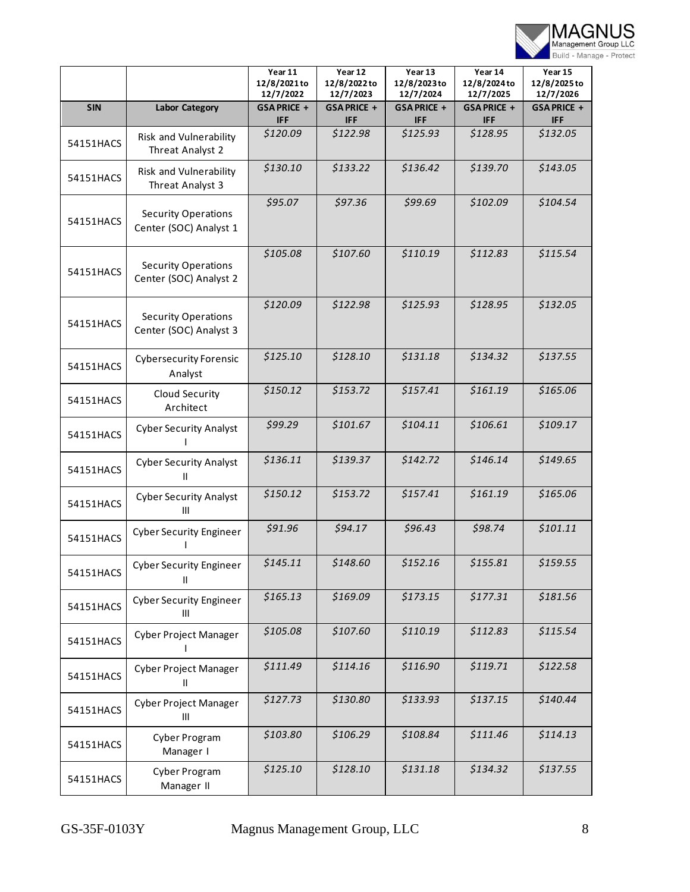| | | Year 11 12/8/2021 to 12/7/2022 | Year 12 12/8/2022 to 12/7/2023 | Year 13 12/8/2023 to 12/7/2024 | Year 14 12/8/2024 to 12/7/2025 | Year 15 12/8/2025 to 12/7/2026 |
|---|---|---|---|---|---|---|
| **SIN** | **Labor Category** | **GSA PRICE + IFF** | **GSA PRICE + IFF** | **GSA PRICE + IFF** | **GSA PRICE + IFF** | **GSA PRICE + IFF** |
| 54151HACS | Risk and Vulnerability Threat Analyst 2 | *$120.09* | *$122.98* | *$125.93* | *$128.95* | *$132.05* |
| 54151HACS | Risk and Vulnerability Threat Analyst 3 | *$130.10* | *$133.22* | *$136.42* | *$139.70* | *$143.05* |
| 54151HACS | Security Operations Center (SOC) Analyst 1 | *$95.07* | *$97.36* | *$99.69* | *$102.09* | *$104.54* |
| 54151HACS | Security Operations Center (SOC) Analyst 2 | *$105.08* | *$107.60* | *$110.19* | *$112.83* | *$115.54* |
| 54151HACS | Security Operations Center (SOC) Analyst 3 | *$120.09* | *$122.98* | *$125.93* | *$128.95* | *$132.05* |
| 54151HACS | Cybersecurity Forensic Analyst | *$125.10* | *$128.10* | *$131.18* | *$134.32* | *$137.55* |
| 54151HACS | Cloud Security Architect | *$150.12* | *$153.72* | *$157.41* | *$161.19* | *$165.06* |
| 54151HACS | Cyber Security Analyst I | *$99.29* | *$101.67* | *$104.11* | *$106.61* | *$109.17* |
| 54151HACS | Cyber Security Analyst II | *$136.11* | *$139.37* | *$142.72* | *$146.14* | *$149.65* |
| 54151HACS | Cyber Security Analyst III | *$150.12* | *$153.72* | *$157.41* | *$161.19* | *$165.06* |
| 54151HACS | Cyber Security Engineer I | *$91.96* | *$94.17* | *$96.43* | *$98.74* | *$101.11* |
| 54151HACS | Cyber Security Engineer II | *$145.11* | *$148.60* | *$152.16* | *$155.81* | *$159.55* |
| 54151HACS | Cyber Security Engineer III | *$165.13* | *$169.09* | *$173.15* | *$177.31* | *$181.56* |
| 54151HACS | Cyber Project Manager I | *$105.08* | *$107.60* | *$110.19* | *$112.83* | *$115.54* |
| 54151HACS | Cyber Project Manager II | *$111.49* | *$114.16* | *$116.90* | *$119.71* | *$122.58* |
| 54151HACS | Cyber Project Manager III | *$127.73* | *$130.80* | *$133.93* | *$137.15* | *$140.44* |
| 54151HACS | Cyber Program Manager I | *$103.80* | *$106.29* | *$108.84* | *$111.46* | *$114.13* |
| 54151HACS | Cyber Program Manager II | *$125.10* | *$128.10* | *$131.18* | *$134.32* | *$137.55* |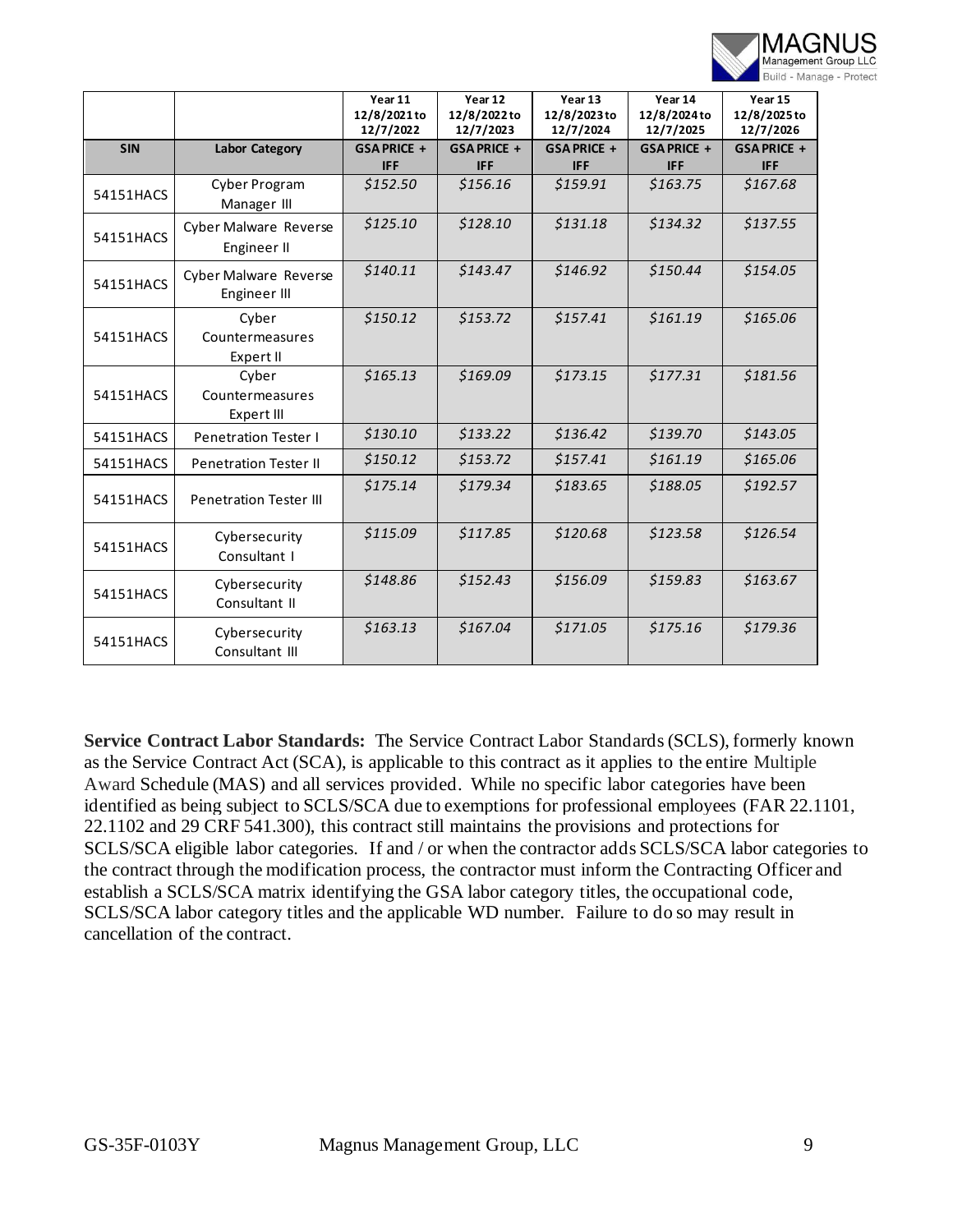| | | Year 11 12/8/2021 to 12/7/2022 | Year 12 12/8/2022 to 12/7/2023 | Year 13 12/8/2023 to 12/7/2024 | Year 14 12/8/2024 to 12/7/2025 | Year 15 12/8/2025 to 12/7/2026 |
|---|---|---|---|---|---|---|
| **SIN** | **Labor Category** | **GSA PRICE + IFF** | **GSA PRICE + IFF** | **GSA PRICE + IFF** | **GSA PRICE + IFF** | **GSA PRICE + IFF** |
| 54151HACS | Cyber Program Manager III | $152.50 | $156.16 | $159.91 | $163.75 | $167.68 |
| 54151HACS | Cyber Malware Reverse Engineer II | $125.10 | $128.10 | $131.18 | $134.32 | $137.55 |
| 54151HACS | Cyber Malware Reverse Engineer III | $140.11 | $143.47 | $146.92 | $150.44 | $154.05 |
| 54151HACS | Cyber Countermeasures Expert II | $150.12 | $153.72 | $157.41 | $161.19 | $165.06 |
| 54151HACS | Cyber Countermeasures Expert III | $165.13 | $169.09 | $173.15 | $177.31 | $181.56 |
| 54151HACS | Penetration Tester I | $130.10 | $133.22 | $136.42 | $139.70 | $143.05 |
| 54151HACS | Penetration Tester II | $150.12 | $153.72 | $157.41 | $161.19 | $165.06 |
| 54151HACS | Penetration Tester III | $175.14 | $179.34 | $183.65 | $188.05 | $192.57 |
| 54151HACS | Cybersecurity Consultant I | $115.09 | $117.85 | $120.68 | $123.58 | $126.54 |
| 54151HACS | Cybersecurity Consultant II | $148.86 | $152.43 | $156.09 | $159.83 | $163.67 |
| 54151HACS | Cybersecurity Consultant III | $163.13 | $167.04 | $171.05 | $175.16 | $179.36 |

**Service Contract Labor Standards:** The Service Contract Labor Standards (SCLS), formerly known as the Service Contract Act (SCA), is applicable to this contract as it applies to the entire Multiple Award Schedule (MAS) and all services provided. While no specific labor categories have been identified as being subject to SCLS/SCA due to exemptions for professional employees (FAR 22.1101, 22.1102 and 29 CRF 541.300), this contract still maintains the provisions and protections for SCLS/SCA eligible labor categories. If and / or when the contractor adds SCLS/SCA labor categories to the contract through the modification process, the contractor must inform the Contracting Officer and establish a SCLS/SCA matrix identifying the GSA labor category titles, the occupational code, SCLS/SCA labor category titles and the applicable WD number. Failure to do so may result in cancellation of the contract.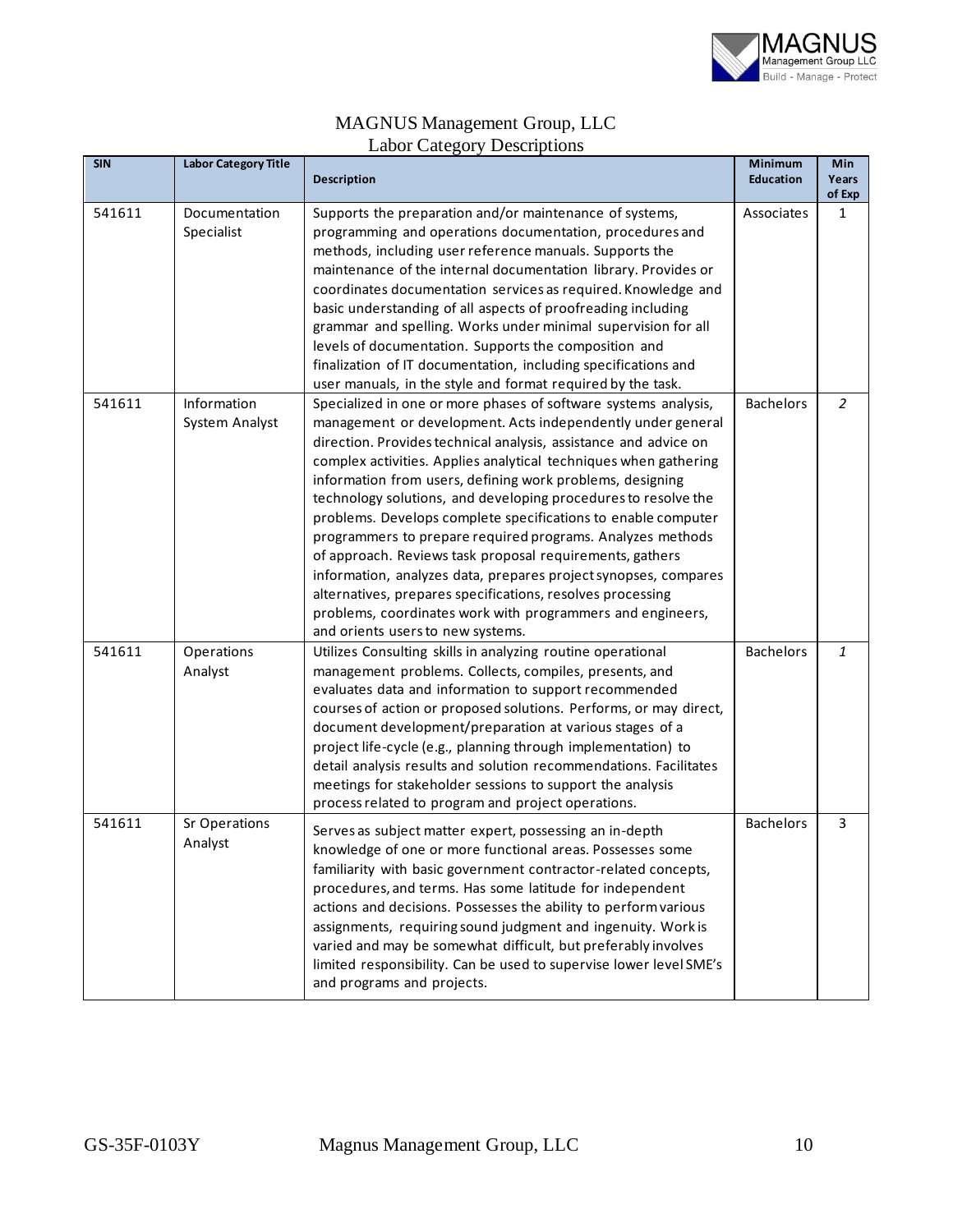MAGNUS Management Group, LLC
Labor Category Descriptions

| SIN | Labor Category Title | Description | Minimum Education | Min Years of Exp |
|---|---|---|---|---|
| 541611 | Documentation Specialist | Supports the preparation and/or maintenance of systems, programming and operations documentation, procedures and methods, including user reference manuals. Supports the maintenance of the internal documentation library. Provides or coordinates documentation services as required. Knowledge and basic understanding of all aspects of proofreading including grammar and spelling. Works under minimal supervision for all levels of documentation. Supports the composition and finalization of IT documentation, including specifications and user manuals, in the style and format required by the task. | Associates | 1 |
| 541611 | Information System Analyst | Specialized in one or more phases of software systems analysis, management or development. Acts independently under general direction. Provides technical analysis, assistance and advice on complex activities. Applies analytical techniques when gathering information from users, defining work problems, designing technology solutions, and developing procedures to resolve the problems. Develops complete specifications to enable computer programmers to prepare required programs. Analyzes methods of approach. Reviews task proposal requirements, gathers information, analyzes data, prepares project synopses, compares alternatives, prepares specifications, resolves processing problems, coordinates work with programmers and engineers, and orients users to new systems. | Bachelors | *2* |
| 541611 | Operations Analyst | Utilizes Consulting skills in analyzing routine operational management problems. Collects, compiles, presents, and evaluates data and information to support recommended courses of action or proposed solutions. Performs, or may direct, document development/preparation at various stages of a project life-cycle (e.g., planning through implementation) to detail analysis results and solution recommendations. Facilitates meetings for stakeholder sessions to support the analysis process related to program and project operations. | Bachelors | *1* |
| 541611 | Sr Operations Analyst | Serves as subject matter expert, possessing an in-depth knowledge of one or more functional areas. Possesses some familiarity with basic government contractor-related concepts, procedures, and terms. Has some latitude for independent actions and decisions. Possesses the ability to perform various assignments, requiring sound judgment and ingenuity. Work is varied and may be somewhat difficult, but preferably involves limited responsibility. Can be used to supervise lower level SME's and programs and projects. | Bachelors | 3 |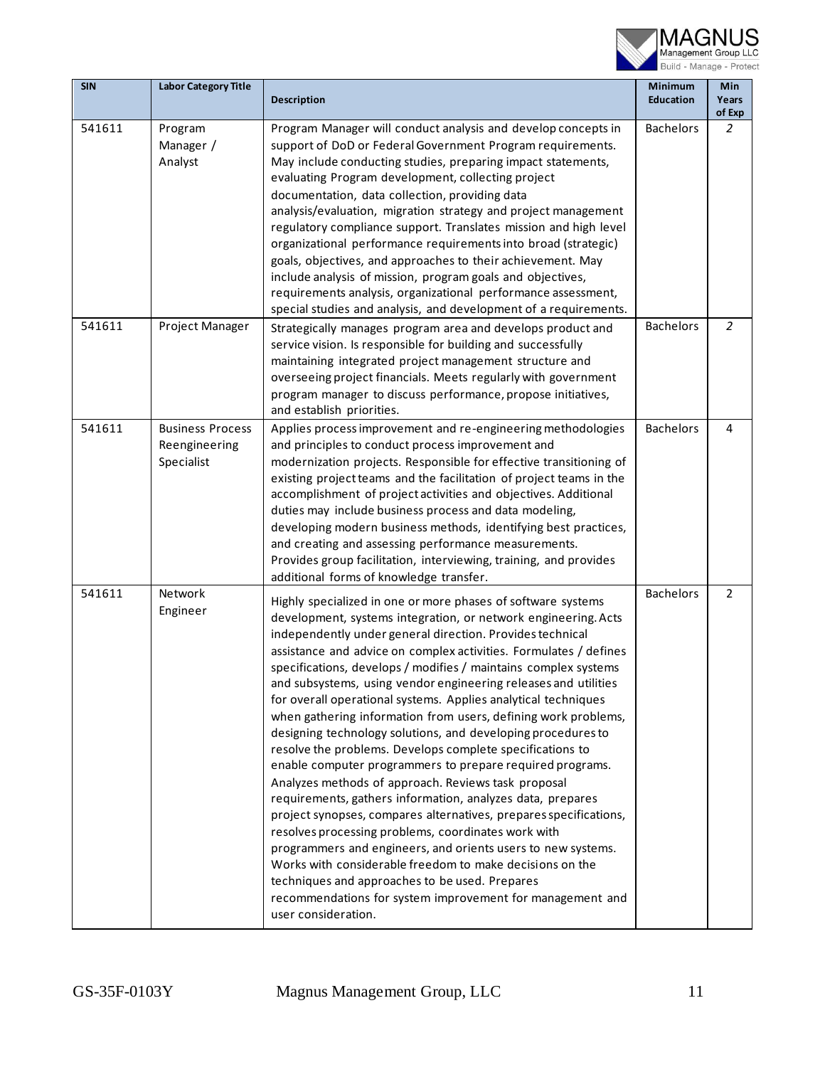| SIN | Labor Category Title | Description | Minimum Education | Min Years of Exp |
|---|---|---|---|---|
| 541611 | Program Manager / Analyst | Program Manager will conduct analysis and develop concepts in support of DoD or Federal Government Program requirements. May include conducting studies, preparing impact statements, evaluating Program development, collecting project documentation, data collection, providing data analysis/evaluation, migration strategy and project management regulatory compliance support. Translates mission and high level organizational performance requirements into broad (strategic) goals, objectives, and approaches to their achievement. May include analysis of mission, program goals and objectives, requirements analysis, organizational performance assessment, special studies and analysis, and development of a requirements. | Bachelors | 2 |
| 541611 | Project Manager | Strategically manages program area and develops product and service vision. Is responsible for building and successfully maintaining integrated project management structure and overseeing project financials. Meets regularly with government program manager to discuss performance, propose initiatives, and establish priorities. | Bachelors | 2 |
| 541611 | Business Process Reengineering Specialist | Applies process improvement and re-engineering methodologies and principles to conduct process improvement and modernization projects. Responsible for effective transitioning of existing project teams and the facilitation of project teams in the accomplishment of project activities and objectives. Additional duties may include business process and data modeling, developing modern business methods, identifying best practices, and creating and assessing performance measurements. Provides group facilitation, interviewing, training, and provides additional forms of knowledge transfer. | Bachelors | 4 |
| 541611 | Network Engineer | Highly specialized in one or more phases of software systems development, systems integration, or network engineering. Acts independently under general direction. Provides technical assistance and advice on complex activities. Formulates / defines specifications, develops / modifies / maintains complex systems and subsystems, using vendor engineering releases and utilities for overall operational systems. Applies analytical techniques when gathering information from users, defining work problems, designing technology solutions, and developing procedures to resolve the problems. Develops complete specifications to enable computer programmers to prepare required programs. Analyzes methods of approach. Reviews task proposal requirements, gathers information, analyzes data, prepares project synopses, compares alternatives, prepares specifications, resolves processing problems, coordinates work with programmers and engineers, and orients users to new systems. Works with considerable freedom to make decisions on the techniques and approaches to be used. Prepares recommendations for system improvement for management and user consideration. | Bachelors | 2 |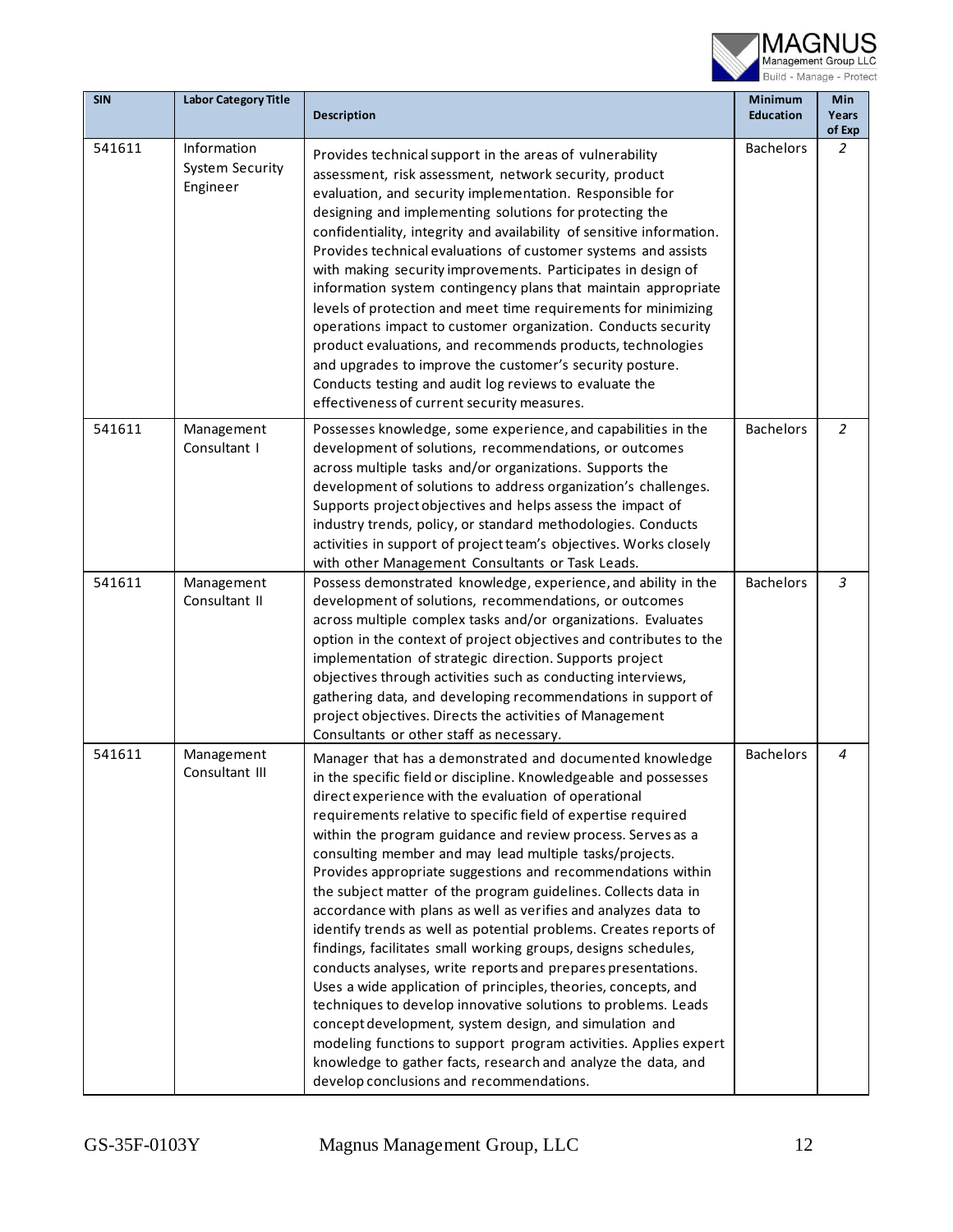| SIN | Labor Category Title | Description | Minimum Education | Min Years of Exp |
|---|---|---|---|---|
| 541611 | Information System Security Engineer | Provides technical support in the areas of vulnerability assessment, risk assessment, network security, product evaluation, and security implementation. Responsible for designing and implementing solutions for protecting the confidentiality, integrity and availability of sensitive information. Provides technical evaluations of customer systems and assists with making security improvements. Participates in design of information system contingency plans that maintain appropriate levels of protection and meet time requirements for minimizing operations impact to customer organization. Conducts security product evaluations, and recommends products, technologies and upgrades to improve the customer's security posture. Conducts testing and audit log reviews to evaluate the effectiveness of current security measures. | Bachelors | *2* |
| 541611 | Management Consultant I | Possesses knowledge, some experience, and capabilities in the development of solutions, recommendations, or outcomes across multiple tasks and/or organizations. Supports the development of solutions to address organization's challenges. Supports project objectives and helps assess the impact of industry trends, policy, or standard methodologies. Conducts activities in support of project team's objectives. Works closely with other Management Consultants or Task Leads. | Bachelors | *2* |
| 541611 | Management Consultant II | Possess demonstrated knowledge, experience, and ability in the development of solutions, recommendations, or outcomes across multiple complex tasks and/or organizations. Evaluates option in the context of project objectives and contributes to the implementation of strategic direction. Supports project objectives through activities such as conducting interviews, gathering data, and developing recommendations in support of project objectives. Directs the activities of Management Consultants or other staff as necessary. | Bachelors | *3* |
| 541611 | Management Consultant III | Manager that has a demonstrated and documented knowledge in the specific field or discipline. Knowledgeable and possesses direct experience with the evaluation of operational requirements relative to specific field of expertise required within the program guidance and review process. Serves as a consulting member and may lead multiple tasks/projects. Provides appropriate suggestions and recommendations within the subject matter of the program guidelines. Collects data in accordance with plans as well as verifies and analyzes data to identify trends as well as potential problems. Creates reports of findings, facilitates small working groups, designs schedules, conducts analyses, write reports and prepares presentations. Uses a wide application of principles, theories, concepts, and techniques to develop innovative solutions to problems. Leads concept development, system design, and simulation and modeling functions to support program activities. Applies expert knowledge to gather facts, research and analyze the data, and develop conclusions and recommendations. | Bachelors | *4* |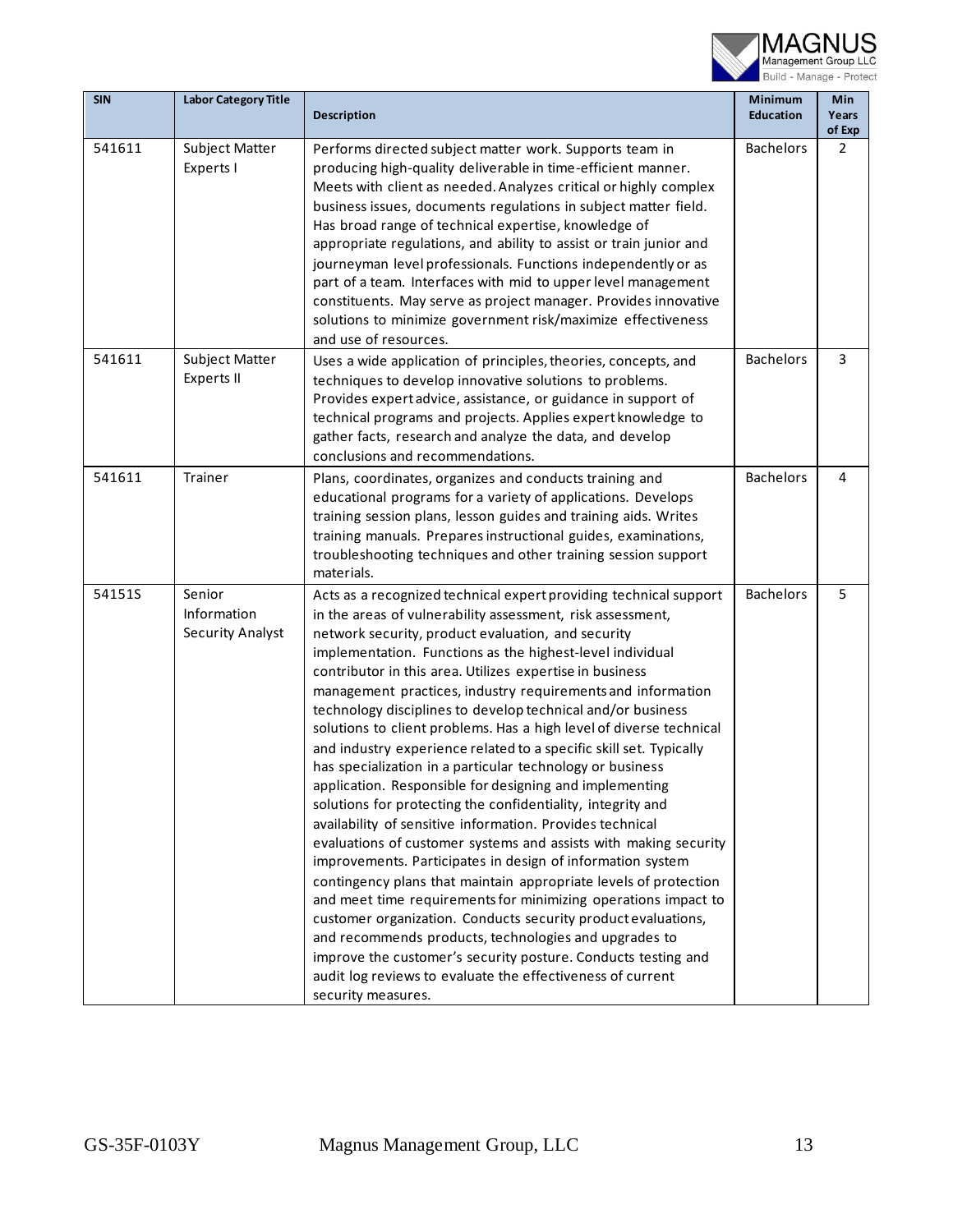| SIN | Labor Category Title | Description | Minimum Education | Min Years of Exp |
|---|---|---|---|---|
| 541611 | Subject Matter Experts I | Performs directed subject matter work. Supports team in producing high-quality deliverable in time-efficient manner. Meets with client as needed. Analyzes critical or highly complex business issues, documents regulations in subject matter field. Has broad range of technical expertise, knowledge of appropriate regulations, and ability to assist or train junior and journeyman level professionals. Functions independently or as part of a team. Interfaces with mid to upper level management constituents. May serve as project manager. Provides innovative solutions to minimize government risk/maximize effectiveness and use of resources. | Bachelors | 2 |
| 541611 | Subject Matter Experts II | Uses a wide application of principles, theories, concepts, and techniques to develop innovative solutions to problems. Provides expert advice, assistance, or guidance in support of technical programs and projects. Applies expert knowledge to gather facts, research and analyze the data, and develop conclusions and recommendations. | Bachelors | 3 |
| 541611 | Trainer | Plans, coordinates, organizes and conducts training and educational programs for a variety of applications. Develops training session plans, lesson guides and training aids. Writes training manuals. Prepares instructional guides, examinations, troubleshooting techniques and other training session support materials. | Bachelors | 4 |
| 54151S | Senior Information Security Analyst | Acts as a recognized technical expert providing technical support in the areas of vulnerability assessment, risk assessment, network security, product evaluation, and security implementation. Functions as the highest-level individual contributor in this area. Utilizes expertise in business management practices, industry requirements and information technology disciplines to develop technical and/or business solutions to client problems. Has a high level of diverse technical and industry experience related to a specific skill set. Typically has specialization in a particular technology or business application. Responsible for designing and implementing solutions for protecting the confidentiality, integrity and availability of sensitive information. Provides technical evaluations of customer systems and assists with making security improvements. Participates in design of information system contingency plans that maintain appropriate levels of protection and meet time requirements for minimizing operations impact to customer organization. Conducts security product evaluations, and recommends products, technologies and upgrades to improve the customer's security posture. Conducts testing and audit log reviews to evaluate the effectiveness of current security measures. | Bachelors | 5 |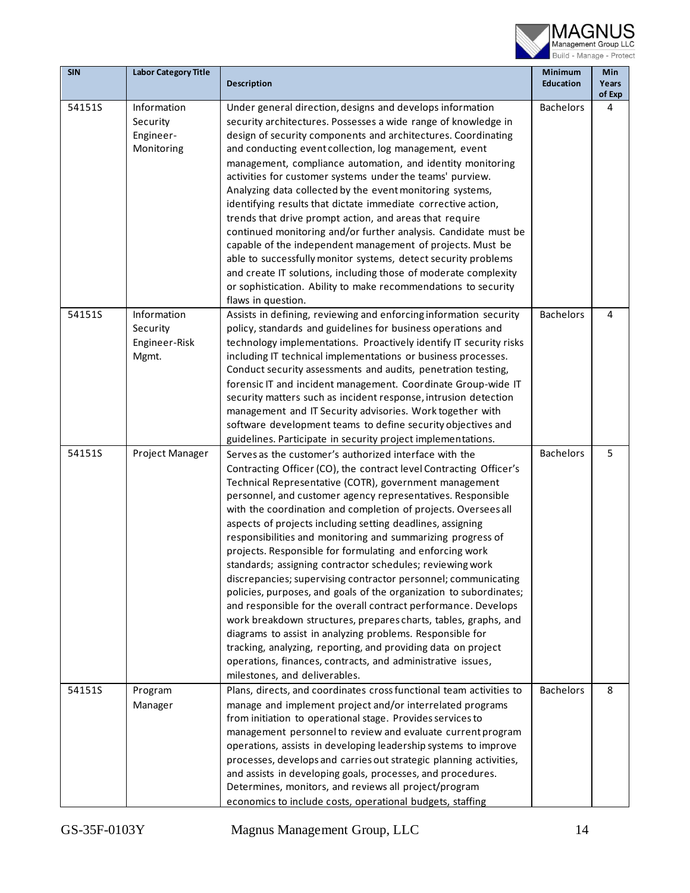| SIN | Labor Category Title | Description | Minimum Education | Min Years of Exp |
|---|---|---|---|---|
| 54151S | Information Security Engineer-Monitoring | Under general direction, designs and develops information security architectures. Possesses a wide range of knowledge in design of security components and architectures. Coordinating and conducting event collection, log management, event management, compliance automation, and identity monitoring activities for customer systems under the teams' purview. Analyzing data collected by the event monitoring systems, identifying results that dictate immediate corrective action, trends that drive prompt action, and areas that require continued monitoring and/or further analysis. Candidate must be capable of the independent management of projects. Must be able to successfully monitor systems, detect security problems and create IT solutions, including those of moderate complexity or sophistication. Ability to make recommendations to security flaws in question. | Bachelors | 4 |
| 54151S | Information Security Engineer-Risk Mgmt. | Assists in defining, reviewing and enforcing information security policy, standards and guidelines for business operations and technology implementations. Proactively identify IT security risks including IT technical implementations or business processes. Conduct security assessments and audits, penetration testing, forensic IT and incident management. Coordinate Group-wide IT security matters such as incident response, intrusion detection management and IT Security advisories. Work together with software development teams to define security objectives and guidelines. Participate in security project implementations. | Bachelors | 4 |
| 54151S | Project Manager | Serves as the customer's authorized interface with the Contracting Officer (CO), the contract level Contracting Officer's Technical Representative (COTR), government management personnel, and customer agency representatives. Responsible with the coordination and completion of projects. Oversees all aspects of projects including setting deadlines, assigning responsibilities and monitoring and summarizing progress of projects. Responsible for formulating and enforcing work standards; assigning contractor schedules; reviewing work discrepancies; supervising contractor personnel; communicating policies, purposes, and goals of the organization to subordinates; and responsible for the overall contract performance. Develops work breakdown structures, prepares charts, tables, graphs, and diagrams to assist in analyzing problems. Responsible for tracking, analyzing, reporting, and providing data on project operations, finances, contracts, and administrative issues, milestones, and deliverables. | Bachelors | 5 |
| 54151S | Program Manager | Plans, directs, and coordinates cross functional team activities to manage and implement project and/or interrelated programs from initiation to operational stage. Provides services to management personnel to review and evaluate current program operations, assists in developing leadership systems to improve processes, develops and carries out strategic planning activities, and assists in developing goals, processes, and procedures. Determines, monitors, and reviews all project/program economics to include costs, operational budgets, staffing | Bachelors | 8 |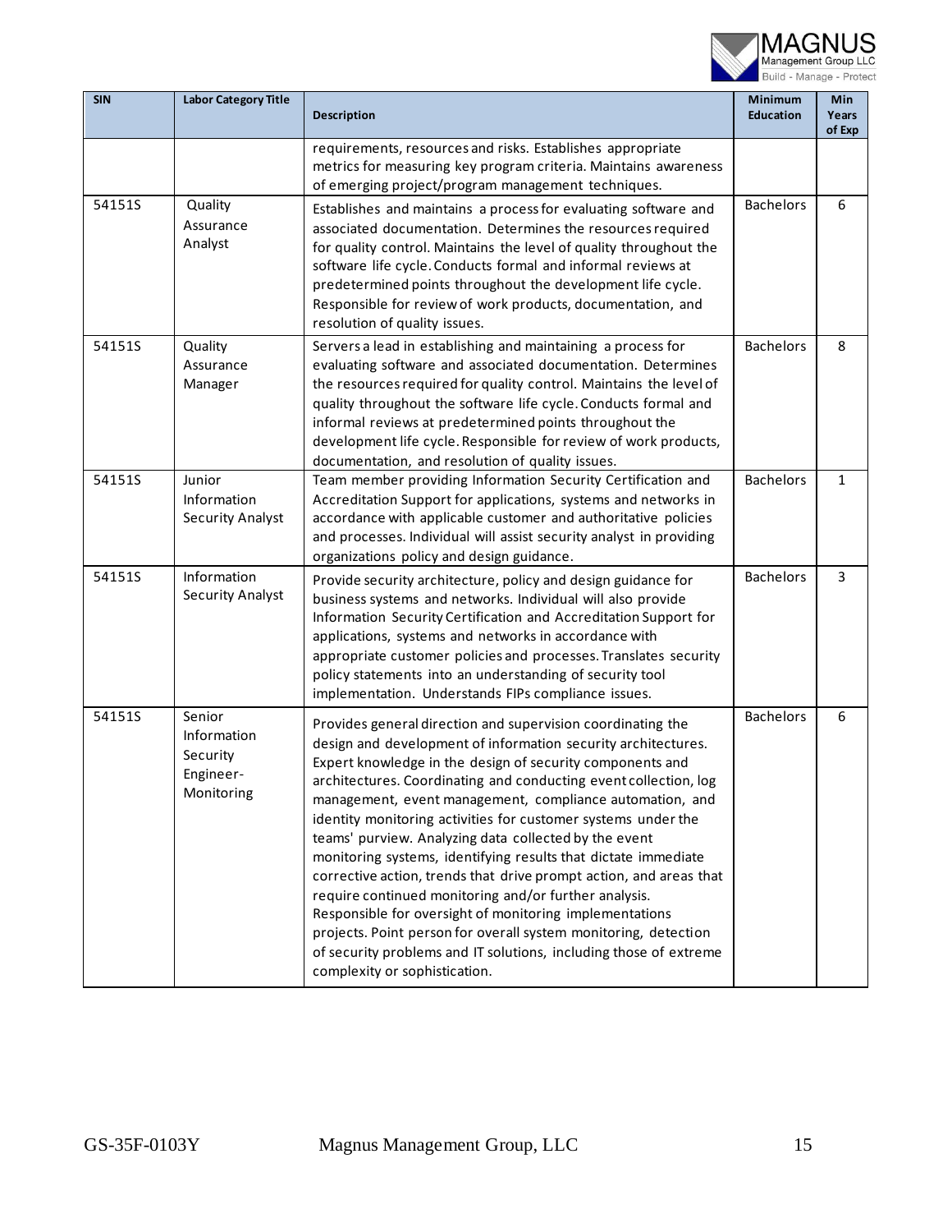| SIN | Labor Category Title | Description | Minimum Education | Min Years of Exp |
|---|---|---|---|---|
| | | requirements, resources and risks. Establishes appropriate metrics for measuring key program criteria. Maintains awareness of emerging project/program management techniques. | | |
| 54151S | Quality Assurance Analyst | Establishes and maintains a process for evaluating software and associated documentation. Determines the resources required for quality control. Maintains the level of quality throughout the software life cycle. Conducts formal and informal reviews at predetermined points throughout the development life cycle. Responsible for review of work products, documentation, and resolution of quality issues. | Bachelors | 6 |
| 54151S | Quality Assurance Manager | Servers a lead in establishing and maintaining a process for evaluating software and associated documentation. Determines the resources required for quality control. Maintains the level of quality throughout the software life cycle. Conducts formal and informal reviews at predetermined points throughout the development life cycle. Responsible for review of work products, documentation, and resolution of quality issues. | Bachelors | 8 |
| 54151S | Junior Information Security Analyst | Team member providing Information Security Certification and Accreditation Support for applications, systems and networks in accordance with applicable customer and authoritative policies and processes. Individual will assist security analyst in providing organizations policy and design guidance. | Bachelors | 1 |
| 54151S | Information Security Analyst | Provide security architecture, policy and design guidance for business systems and networks. Individual will also provide Information Security Certification and Accreditation Support for applications, systems and networks in accordance with appropriate customer policies and processes. Translates security policy statements into an understanding of security tool implementation. Understands FIPs compliance issues. | Bachelors | 3 |
| 54151S | Senior Information Security Engineer-Monitoring | Provides general direction and supervision coordinating the design and development of information security architectures. Expert knowledge in the design of security components and architectures. Coordinating and conducting event collection, log management, event management, compliance automation, and identity monitoring activities for customer systems under the teams' purview. Analyzing data collected by the event monitoring systems, identifying results that dictate immediate corrective action, trends that drive prompt action, and areas that require continued monitoring and/or further analysis. Responsible for oversight of monitoring implementations projects. Point person for overall system monitoring, detection of security problems and IT solutions, including those of extreme complexity or sophistication. | Bachelors | 6 |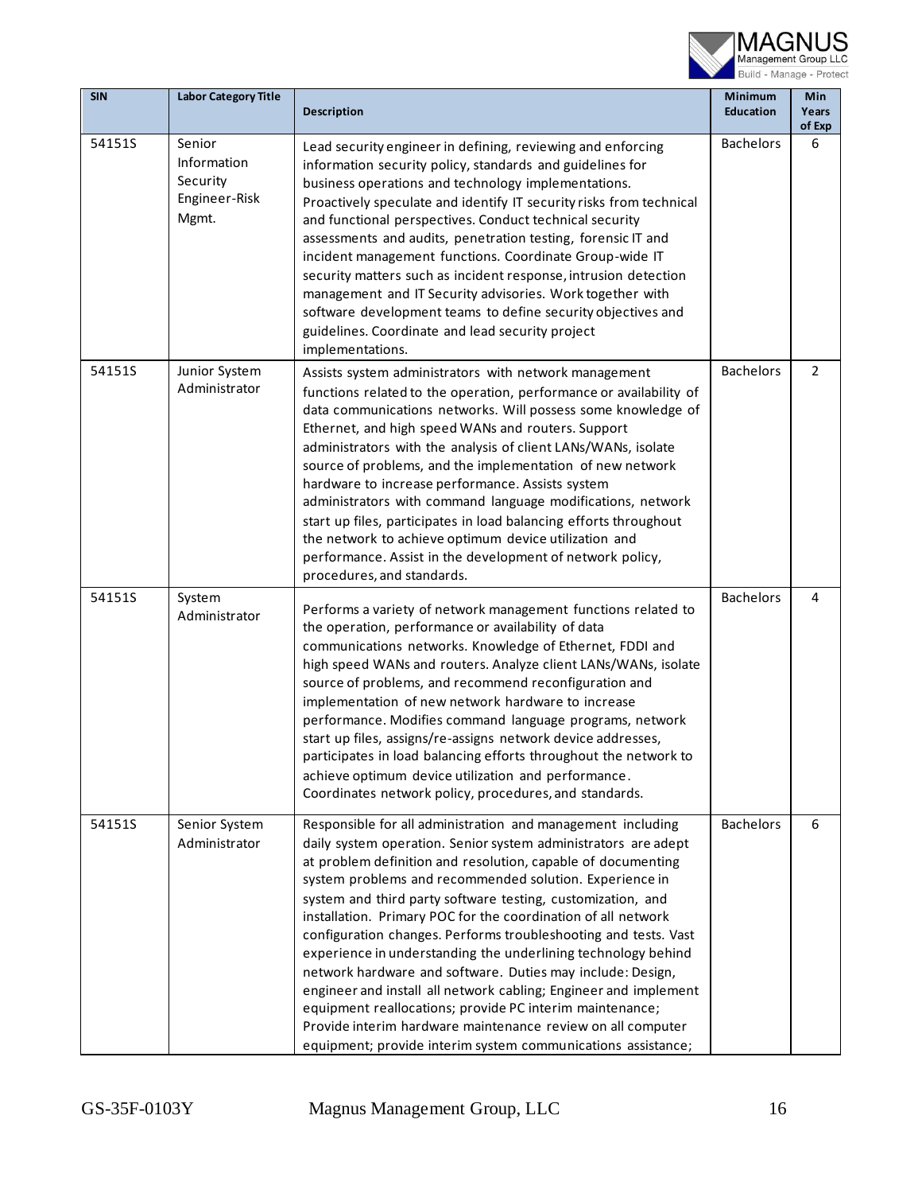| SIN | Labor Category Title | Description | Minimum Education | Min Years of Exp |
|---|---|---|---|---|
| 54151S | Senior Information Security Engineer-Risk Mgmt. | Lead security engineer in defining, reviewing and enforcing information security policy, standards and guidelines for business operations and technology implementations. Proactively speculate and identify IT security risks from technical and functional perspectives. Conduct technical security assessments and audits, penetration testing, forensic IT and incident management functions. Coordinate Group-wide IT security matters such as incident response, intrusion detection management and IT Security advisories. Work together with software development teams to define security objectives and guidelines. Coordinate and lead security project implementations. | Bachelors | 6 |
| 54151S | Junior System Administrator | Assists system administrators with network management functions related to the operation, performance or availability of data communications networks. Will possess some knowledge of Ethernet, and high speed WANs and routers. Support administrators with the analysis of client LANs/WANs, isolate source of problems, and the implementation of new network hardware to increase performance. Assists system administrators with command language modifications, network start up files, participates in load balancing efforts throughout the network to achieve optimum device utilization and performance. Assist in the development of network policy, procedures, and standards. | Bachelors | 2 |
| 54151S | System Administrator | Performs a variety of network management functions related to the operation, performance or availability of data communications networks. Knowledge of Ethernet, FDDI and high speed WANs and routers. Analyze client LANs/WANs, isolate source of problems, and recommend reconfiguration and implementation of new network hardware to increase performance. Modifies command language programs, network start up files, assigns/re-assigns network device addresses, participates in load balancing efforts throughout the network to achieve optimum device utilization and performance. Coordinates network policy, procedures, and standards. | Bachelors | 4 |
| 54151S | Senior System Administrator | Responsible for all administration and management including daily system operation. Senior system administrators are adept at problem definition and resolution, capable of documenting system problems and recommended solution. Experience in system and third party software testing, customization, and installation. Primary POC for the coordination of all network configuration changes. Performs troubleshooting and tests. Vast experience in understanding the underlining technology behind network hardware and software. Duties may include: Design, engineer and install all network cabling; Engineer and implement equipment reallocations; provide PC interim maintenance; Provide interim hardware maintenance review on all computer equipment; provide interim system communications assistance; | Bachelors | 6 |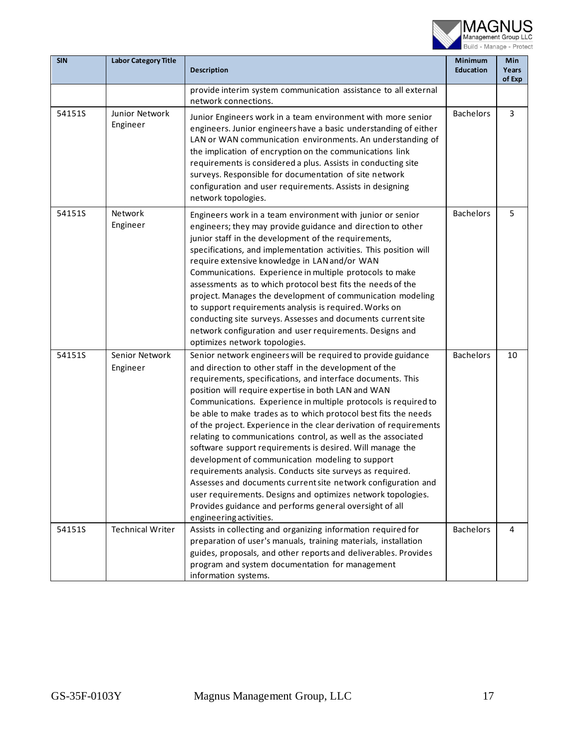| SIN | Labor Category Title | Description | Minimum Education | Min Years of Exp |
|---|---|---|---|---|
| | | provide interim system communication assistance to all external network connections. | | |
| 54151S | Junior Network Engineer | Junior Engineers work in a team environment with more senior engineers. Junior engineers have a basic understanding of either LAN or WAN communication environments. An understanding of the implication of encryption on the communications link requirements is considered a plus. Assists in conducting site surveys. Responsible for documentation of site network configuration and user requirements. Assists in designing network topologies. | Bachelors | 3 |
| 54151S | Network Engineer | Engineers work in a team environment with junior or senior engineers; they may provide guidance and direction to other junior staff in the development of the requirements, specifications, and implementation activities. This position will require extensive knowledge in LAN and/or WAN Communications. Experience in multiple protocols to make assessments as to which protocol best fits the needs of the project. Manages the development of communication modeling to support requirements analysis is required. Works on conducting site surveys. Assesses and documents current site network configuration and user requirements. Designs and optimizes network topologies. | Bachelors | 5 |
| 54151S | Senior Network Engineer | Senior network engineers will be required to provide guidance and direction to other staff in the development of the requirements, specifications, and interface documents. This position will require expertise in both LAN and WAN Communications. Experience in multiple protocols is required to be able to make trades as to which protocol best fits the needs of the project. Experience in the clear derivation of requirements relating to communications control, as well as the associated software support requirements is desired. Will manage the development of communication modeling to support requirements analysis. Conducts site surveys as required. Assesses and documents current site network configuration and user requirements. Designs and optimizes network topologies. Provides guidance and performs general oversight of all engineering activities. | Bachelors | 10 |
| 54151S | Technical Writer | Assists in collecting and organizing information required for preparation of user's manuals, training materials, installation guides, proposals, and other reports and deliverables. Provides program and system documentation for management information systems. | Bachelors | 4 |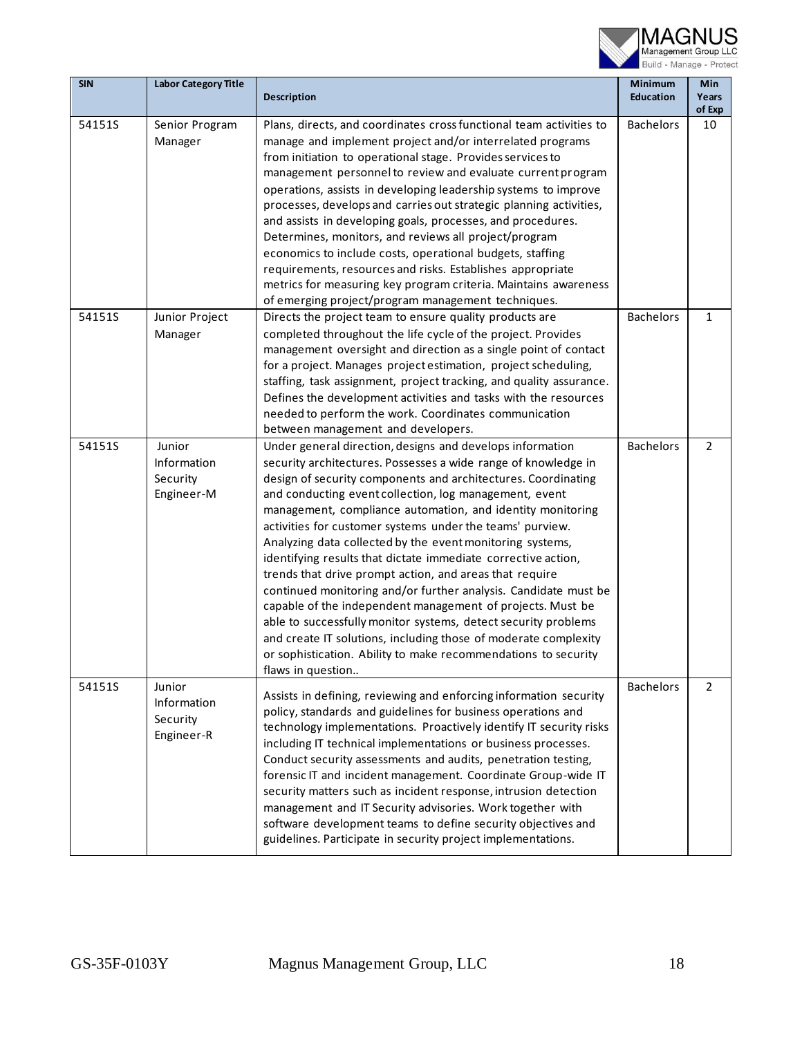| SIN | Labor Category Title | Description | Minimum Education | Min Years of Exp |
|---|---|---|---|---|
| 54151S | Senior Program Manager | Plans, directs, and coordinates cross functional team activities to manage and implement project and/or interrelated programs from initiation to operational stage. Provides services to management personnel to review and evaluate current program operations, assists in developing leadership systems to improve processes, develops and carries out strategic planning activities, and assists in developing goals, processes, and procedures. Determines, monitors, and reviews all project/program economics to include costs, operational budgets, staffing requirements, resources and risks. Establishes appropriate metrics for measuring key program criteria. Maintains awareness of emerging project/program management techniques. | Bachelors | 10 |
| 54151S | Junior Project Manager | Directs the project team to ensure quality products are completed throughout the life cycle of the project. Provides management oversight and direction as a single point of contact for a project. Manages project estimation, project scheduling, staffing, task assignment, project tracking, and quality assurance. Defines the development activities and tasks with the resources needed to perform the work. Coordinates communication between management and developers. | Bachelors | 1 |
| 54151S | Junior Information Security Engineer-M | Under general direction, designs and develops information security architectures. Possesses a wide range of knowledge in design of security components and architectures. Coordinating and conducting event collection, log management, event management, compliance automation, and identity monitoring activities for customer systems under the teams' purview. Analyzing data collected by the event monitoring systems, identifying results that dictate immediate corrective action, trends that drive prompt action, and areas that require continued monitoring and/or further analysis. Candidate must be capable of the independent management of projects. Must be able to successfully monitor systems, detect security problems and create IT solutions, including those of moderate complexity or sophistication. Ability to make recommendations to security flaws in question.. | Bachelors | 2 |
| 54151S | Junior Information Security Engineer-R | Assists in defining, reviewing and enforcing information security policy, standards and guidelines for business operations and technology implementations. Proactively identify IT security risks including IT technical implementations or business processes. Conduct security assessments and audits, penetration testing, forensic IT and incident management. Coordinate Group-wide IT security matters such as incident response, intrusion detection management and IT Security advisories. Work together with software development teams to define security objectives and guidelines. Participate in security project implementations. | Bachelors | 2 |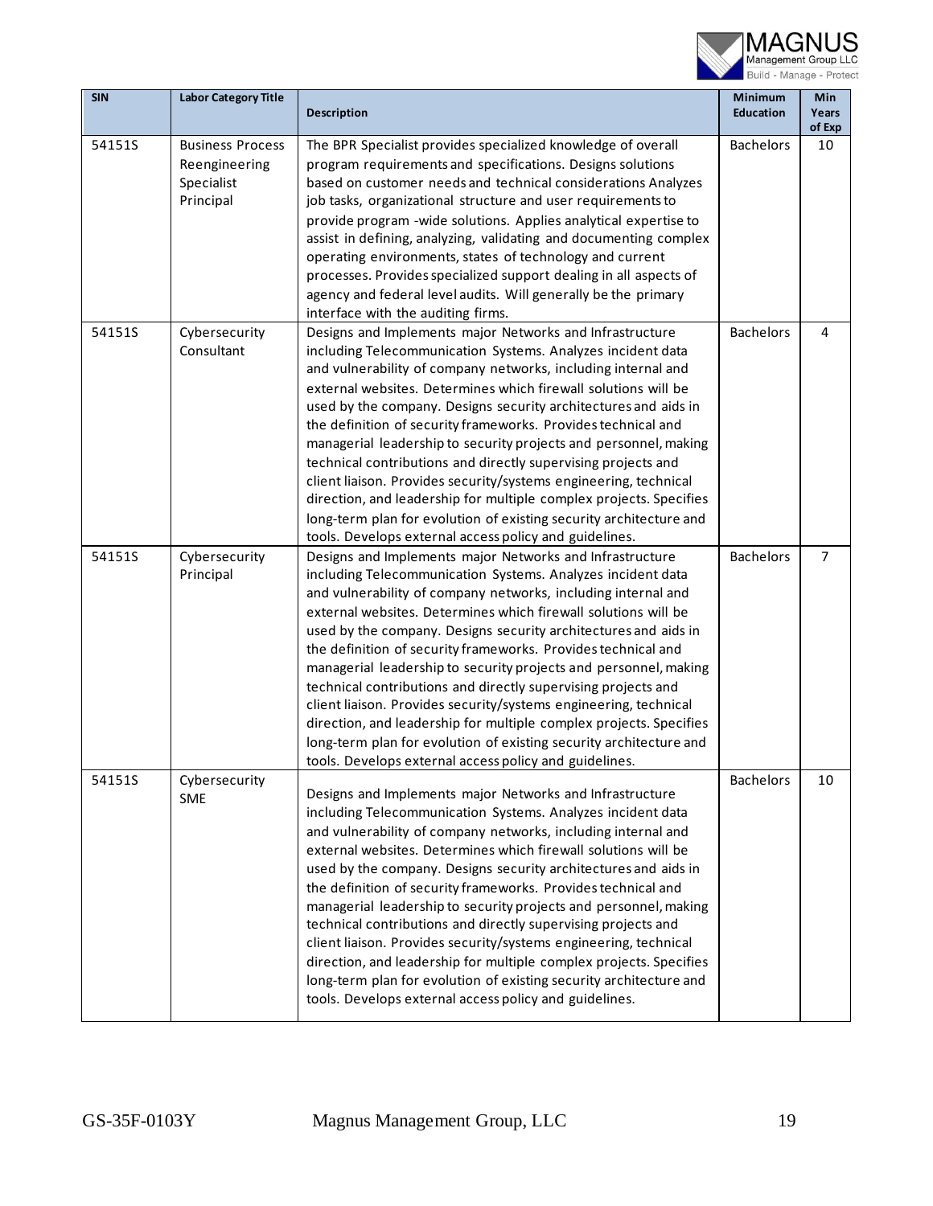| SIN | Labor Category Title | Description | Minimum Education | Min Years of Exp |
|---|---|---|---|---|
| 54151S | Business Process Reengineering Specialist Principal | The BPR Specialist provides specialized knowledge of overall program requirements and specifications. Designs solutions based on customer needs and technical considerations Analyzes job tasks, organizational structure and user requirements to provide program -wide solutions. Applies analytical expertise to assist in defining, analyzing, validating and documenting complex operating environments, states of technology and current processes. Provides specialized support dealing in all aspects of agency and federal level audits. Will generally be the primary interface with the auditing firms. | Bachelors | 10 |
| 54151S | Cybersecurity Consultant | Designs and Implements major Networks and Infrastructure including Telecommunication Systems. Analyzes incident data and vulnerability of company networks, including internal and external websites. Determines which firewall solutions will be used by the company. Designs security architectures and aids in the definition of security frameworks. Provides technical and managerial leadership to security projects and personnel, making technical contributions and directly supervising projects and client liaison. Provides security/systems engineering, technical direction, and leadership for multiple complex projects. Specifies long-term plan for evolution of existing security architecture and tools. Develops external access policy and guidelines. | Bachelors | 4 |
| 54151S | Cybersecurity Principal | Designs and Implements major Networks and Infrastructure including Telecommunication Systems. Analyzes incident data and vulnerability of company networks, including internal and external websites. Determines which firewall solutions will be used by the company. Designs security architectures and aids in the definition of security frameworks. Provides technical and managerial leadership to security projects and personnel, making technical contributions and directly supervising projects and client liaison. Provides security/systems engineering, technical direction, and leadership for multiple complex projects. Specifies long-term plan for evolution of existing security architecture and tools. Develops external access policy and guidelines. | Bachelors | 7 |
| 54151S | Cybersecurity SME | Designs and Implements major Networks and Infrastructure including Telecommunication Systems. Analyzes incident data and vulnerability of company networks, including internal and external websites. Determines which firewall solutions will be used by the company. Designs security architectures and aids in the definition of security frameworks. Provides technical and managerial leadership to security projects and personnel, making technical contributions and directly supervising projects and client liaison. Provides security/systems engineering, technical direction, and leadership for multiple complex projects. Specifies long-term plan for evolution of existing security architecture and tools. Develops external access policy and guidelines. | Bachelors | 10 |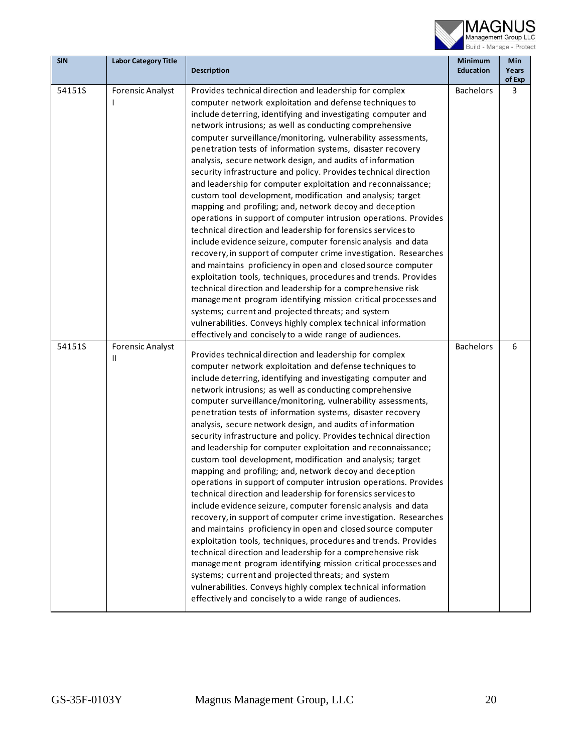| SIN | Labor Category Title | Description | Minimum Education | Min Years of Exp |
|---|---|---|---|---|
| 54151S | Forensic Analyst I | Provides technical direction and leadership for complex computer network exploitation and defense techniques to include deterring, identifying and investigating computer and network intrusions; as well as conducting comprehensive computer surveillance/monitoring, vulnerability assessments, penetration tests of information systems, disaster recovery analysis, secure network design, and audits of information security infrastructure and policy. Provides technical direction and leadership for computer exploitation and reconnaissance; custom tool development, modification and analysis; target mapping and profiling; and, network decoy and deception operations in support of computer intrusion operations. Provides technical direction and leadership for forensics services to include evidence seizure, computer forensic analysis and data recovery, in support of computer crime investigation. Researches and maintains proficiency in open and closed source computer exploitation tools, techniques, procedures and trends. Provides technical direction and leadership for a comprehensive risk management program identifying mission critical processes and systems; current and projected threats; and system vulnerabilities. Conveys highly complex technical information effectively and concisely to a wide range of audiences. | Bachelors | 3 |
| 54151S | Forensic Analyst II | Provides technical direction and leadership for complex computer network exploitation and defense techniques to include deterring, identifying and investigating computer and network intrusions; as well as conducting comprehensive computer surveillance/monitoring, vulnerability assessments, penetration tests of information systems, disaster recovery analysis, secure network design, and audits of information security infrastructure and policy. Provides technical direction and leadership for computer exploitation and reconnaissance; custom tool development, modification and analysis; target mapping and profiling; and, network decoy and deception operations in support of computer intrusion operations. Provides technical direction and leadership for forensics services to include evidence seizure, computer forensic analysis and data recovery, in support of computer crime investigation. Researches and maintains proficiency in open and closed source computer exploitation tools, techniques, procedures and trends. Provides technical direction and leadership for a comprehensive risk management program identifying mission critical processes and systems; current and projected threats; and system vulnerabilities. Conveys highly complex technical information effectively and concisely to a wide range of audiences. | Bachelors | 6 |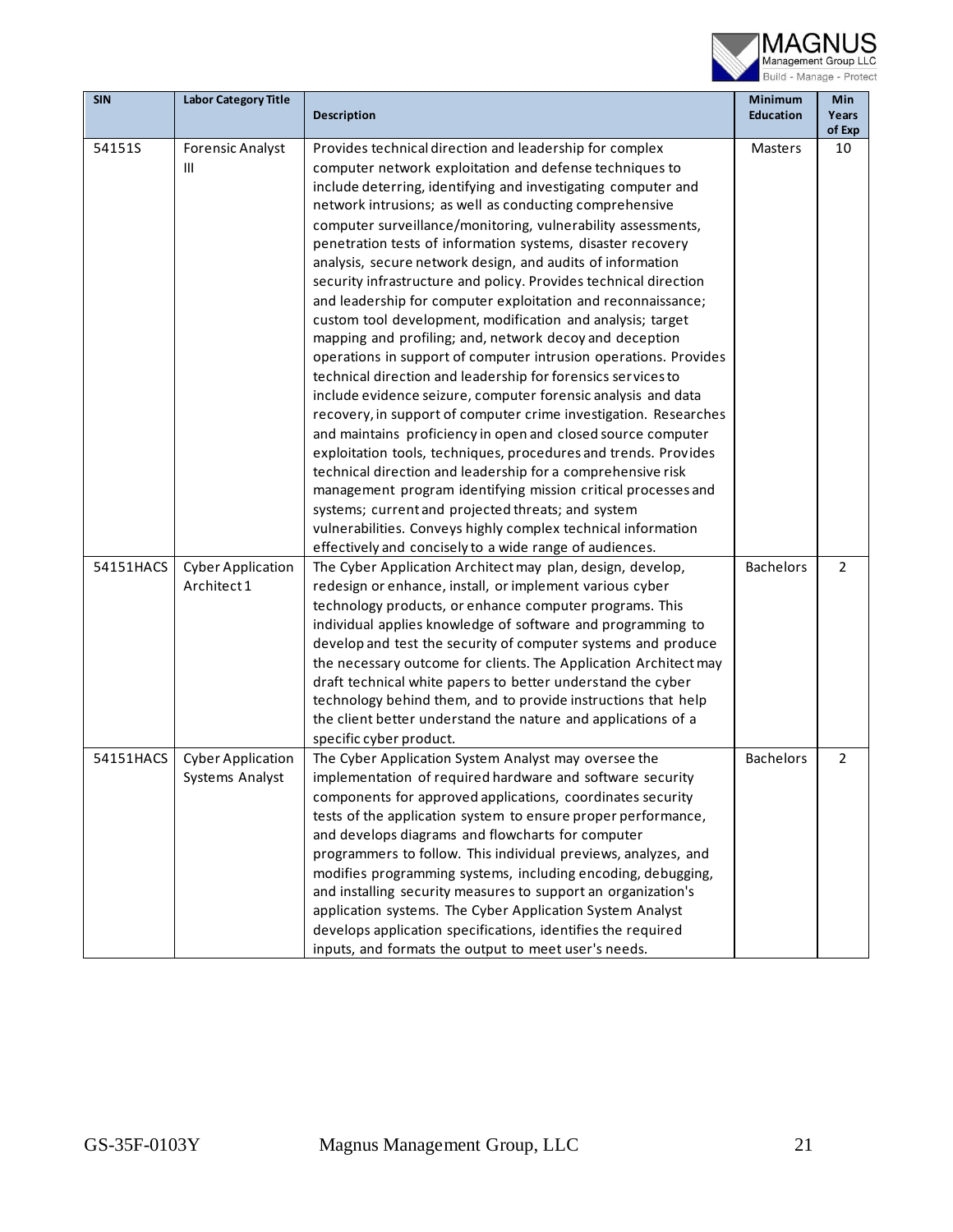| SIN | Labor Category Title | Description | Minimum Education | Min Years of Exp |
|---|---|---|---|---|
| 54151S | Forensic Analyst III | Provides technical direction and leadership for complex computer network exploitation and defense techniques to include deterring, identifying and investigating computer and network intrusions; as well as conducting comprehensive computer surveillance/monitoring, vulnerability assessments, penetration tests of information systems, disaster recovery analysis, secure network design, and audits of information security infrastructure and policy. Provides technical direction and leadership for computer exploitation and reconnaissance; custom tool development, modification and analysis; target mapping and profiling; and, network decoy and deception operations in support of computer intrusion operations. Provides technical direction and leadership for forensics services to include evidence seizure, computer forensic analysis and data recovery, in support of computer crime investigation. Researches and maintains proficiency in open and closed source computer exploitation tools, techniques, procedures and trends. Provides technical direction and leadership for a comprehensive risk management program identifying mission critical processes and systems; current and projected threats; and system vulnerabilities. Conveys highly complex technical information effectively and concisely to a wide range of audiences. | Masters | 10 |
| 54151HACS | Cyber Application Architect 1 | The Cyber Application Architect may plan, design, develop, redesign or enhance, install, or implement various cyber technology products, or enhance computer programs. This individual applies knowledge of software and programming to develop and test the security of computer systems and produce the necessary outcome for clients. The Application Architect may draft technical white papers to better understand the cyber technology behind them, and to provide instructions that help the client better understand the nature and applications of a specific cyber product. | Bachelors | 2 |
| 54151HACS | Cyber Application Systems Analyst | The Cyber Application System Analyst may oversee the implementation of required hardware and software security components for approved applications, coordinates security tests of the application system to ensure proper performance, and develops diagrams and flowcharts for computer programmers to follow. This individual previews, analyzes, and modifies programming systems, including encoding, debugging, and installing security measures to support an organization's application systems. The Cyber Application System Analyst develops application specifications, identifies the required inputs, and formats the output to meet user's needs. | Bachelors | 2 |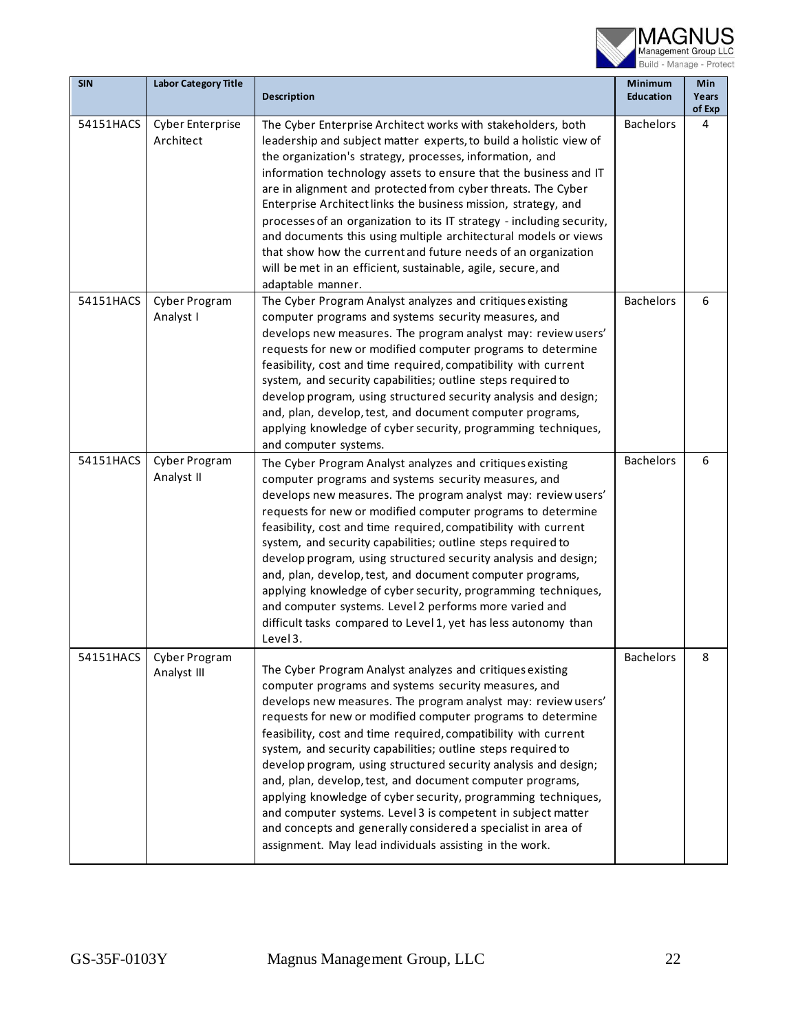| SIN | Labor Category Title | Description | Minimum Education | Min Years of Exp |
|---|---|---|---|---|
| 54151HACS | Cyber Enterprise Architect | The Cyber Enterprise Architect works with stakeholders, both leadership and subject matter experts, to build a holistic view of the organization's strategy, processes, information, and information technology assets to ensure that the business and IT are in alignment and protected from cyber threats. The Cyber Enterprise Architect links the business mission, strategy, and processes of an organization to its IT strategy - including security, and documents this using multiple architectural models or views that show how the current and future needs of an organization will be met in an efficient, sustainable, agile, secure, and adaptable manner. | Bachelors | 4 |
| 54151HACS | Cyber Program Analyst I | The Cyber Program Analyst analyzes and critiques existing computer programs and systems security measures, and develops new measures. The program analyst may: review users' requests for new or modified computer programs to determine feasibility, cost and time required, compatibility with current system, and security capabilities; outline steps required to develop program, using structured security analysis and design; and, plan, develop, test, and document computer programs, applying knowledge of cyber security, programming techniques, and computer systems. | Bachelors | 6 |
| 54151HACS | Cyber Program Analyst II | The Cyber Program Analyst analyzes and critiques existing computer programs and systems security measures, and develops new measures. The program analyst may: review users' requests for new or modified computer programs to determine feasibility, cost and time required, compatibility with current system, and security capabilities; outline steps required to develop program, using structured security analysis and design; and, plan, develop, test, and document computer programs, applying knowledge of cyber security, programming techniques, and computer systems. Level 2 performs more varied and difficult tasks compared to Level 1, yet has less autonomy than Level 3. | Bachelors | 6 |
| 54151HACS | Cyber Program Analyst III | The Cyber Program Analyst analyzes and critiques existing computer programs and systems security measures, and develops new measures. The program analyst may: review users' requests for new or modified computer programs to determine feasibility, cost and time required, compatibility with current system, and security capabilities; outline steps required to develop program, using structured security analysis and design; and, plan, develop, test, and document computer programs, applying knowledge of cyber security, programming techniques, and computer systems. Level 3 is competent in subject matter and concepts and generally considered a specialist in area of assignment. May lead individuals assisting in the work. | Bachelors | 8 |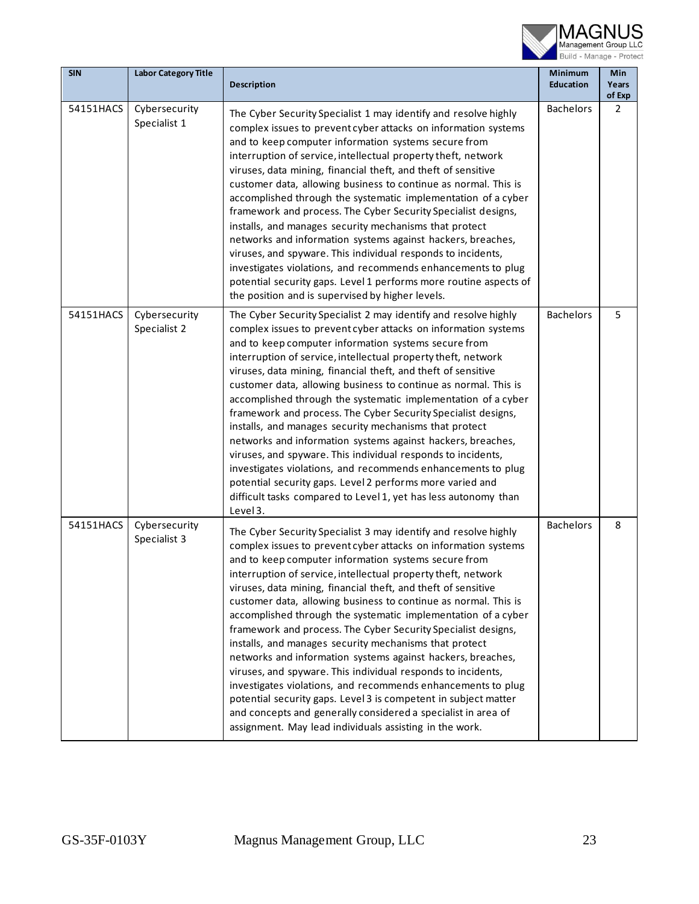| SIN | Labor Category Title | Description | Minimum Education | Min Years of Exp |
|---|---|---|---|---|
| 54151HACS | Cybersecurity Specialist 1 | The Cyber Security Specialist 1 may identify and resolve highly complex issues to prevent cyber attacks on information systems and to keep computer information systems secure from interruption of service, intellectual property theft, network viruses, data mining, financial theft, and theft of sensitive customer data, allowing business to continue as normal. This is accomplished through the systematic implementation of a cyber framework and process. The Cyber Security Specialist designs, installs, and manages security mechanisms that protect networks and information systems against hackers, breaches, viruses, and spyware. This individual responds to incidents, investigates violations, and recommends enhancements to plug potential security gaps. Level 1 performs more routine aspects of the position and is supervised by higher levels. | Bachelors | 2 |
| 54151HACS | Cybersecurity Specialist 2 | The Cyber Security Specialist 2 may identify and resolve highly complex issues to prevent cyber attacks on information systems and to keep computer information systems secure from interruption of service, intellectual property theft, network viruses, data mining, financial theft, and theft of sensitive customer data, allowing business to continue as normal. This is accomplished through the systematic implementation of a cyber framework and process. The Cyber Security Specialist designs, installs, and manages security mechanisms that protect networks and information systems against hackers, breaches, viruses, and spyware. This individual responds to incidents, investigates violations, and recommends enhancements to plug potential security gaps. Level 2 performs more varied and difficult tasks compared to Level 1, yet has less autonomy than Level 3. | Bachelors | 5 |
| 54151HACS | Cybersecurity Specialist 3 | The Cyber Security Specialist 3 may identify and resolve highly complex issues to prevent cyber attacks on information systems and to keep computer information systems secure from interruption of service, intellectual property theft, network viruses, data mining, financial theft, and theft of sensitive customer data, allowing business to continue as normal. This is accomplished through the systematic implementation of a cyber framework and process. The Cyber Security Specialist designs, installs, and manages security mechanisms that protect networks and information systems against hackers, breaches, viruses, and spyware. This individual responds to incidents, investigates violations, and recommends enhancements to plug potential security gaps. Level 3 is competent in subject matter and concepts and generally considered a specialist in area of assignment. May lead individuals assisting in the work. | Bachelors | 8 |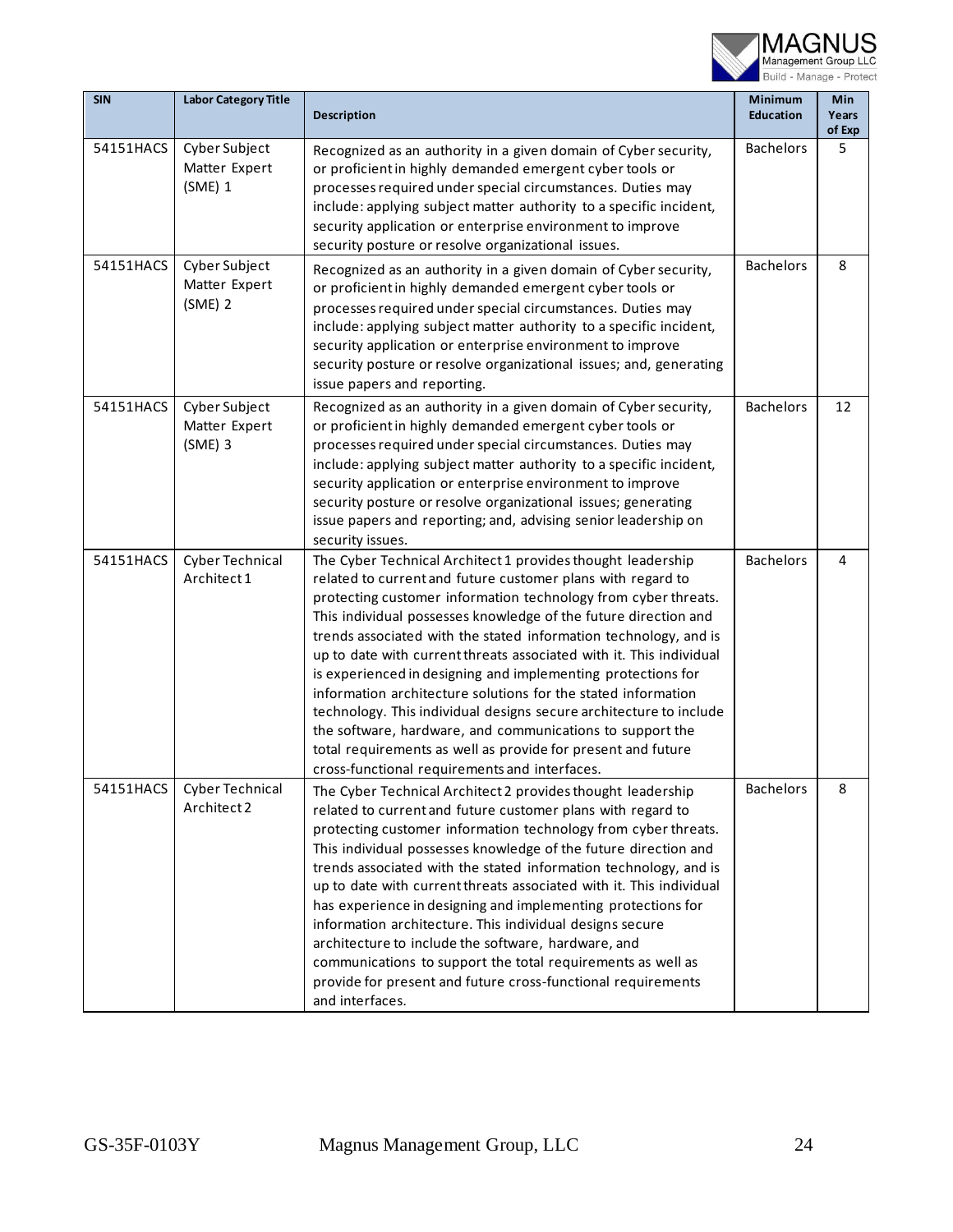| SIN | Labor Category Title | Description | Minimum Education | Min Years of Exp |
|---|---|---|---|---|
| 54151HACS | Cyber Subject Matter Expert (SME) 1 | Recognized as an authority in a given domain of Cyber security, or proficient in highly demanded emergent cyber tools or processes required under special circumstances. Duties may include: applying subject matter authority to a specific incident, security application or enterprise environment to improve security posture or resolve organizational issues. | Bachelors | 5 |
| 54151HACS | Cyber Subject Matter Expert (SME) 2 | Recognized as an authority in a given domain of Cyber security, or proficient in highly demanded emergent cyber tools or processes required under special circumstances. Duties may include: applying subject matter authority to a specific incident, security application or enterprise environment to improve security posture or resolve organizational issues; and, generating issue papers and reporting. | Bachelors | 8 |
| 54151HACS | Cyber Subject Matter Expert (SME) 3 | Recognized as an authority in a given domain of Cyber security, or proficient in highly demanded emergent cyber tools or processes required under special circumstances. Duties may include: applying subject matter authority to a specific incident, security application or enterprise environment to improve security posture or resolve organizational issues; generating issue papers and reporting; and, advising senior leadership on security issues. | Bachelors | 12 |
| 54151HACS | Cyber Technical Architect 1 | The Cyber Technical Architect 1 provides thought leadership related to current and future customer plans with regard to protecting customer information technology from cyber threats. This individual possesses knowledge of the future direction and trends associated with the stated information technology, and is up to date with current threats associated with it. This individual is experienced in designing and implementing protections for information architecture solutions for the stated information technology. This individual designs secure architecture to include the software, hardware, and communications to support the total requirements as well as provide for present and future cross-functional requirements and interfaces. | Bachelors | 4 |
| 54151HACS | Cyber Technical Architect 2 | The Cyber Technical Architect 2 provides thought leadership related to current and future customer plans with regard to protecting customer information technology from cyber threats. This individual possesses knowledge of the future direction and trends associated with the stated information technology, and is up to date with current threats associated with it. This individual has experience in designing and implementing protections for information architecture. This individual designs secure architecture to include the software, hardware, and communications to support the total requirements as well as provide for present and future cross-functional requirements and interfaces. | Bachelors | 8 |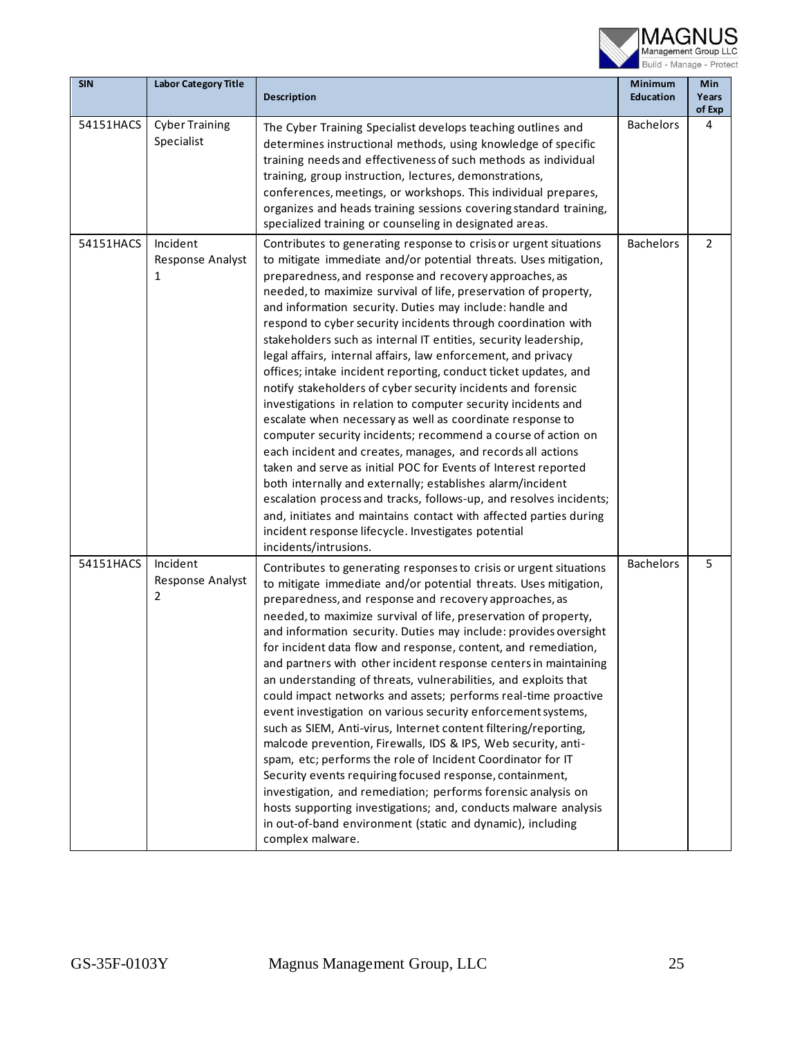| SIN | Labor Category Title | Description | Minimum Education | Min Years of Exp |
|---|---|---|---|---|
| 54151HACS | Cyber Training Specialist | The Cyber Training Specialist develops teaching outlines and determines instructional methods, using knowledge of specific training needs and effectiveness of such methods as individual training, group instruction, lectures, demonstrations, conferences, meetings, or workshops. This individual prepares, organizes and heads training sessions covering standard training, specialized training or counseling in designated areas. | Bachelors | 4 |
| 54151HACS | Incident Response Analyst 1 | Contributes to generating response to crisis or urgent situations to mitigate immediate and/or potential threats. Uses mitigation, preparedness, and response and recovery approaches, as needed, to maximize survival of life, preservation of property, and information security. Duties may include: handle and respond to cyber security incidents through coordination with stakeholders such as internal IT entities, security leadership, legal affairs, internal affairs, law enforcement, and privacy offices; intake incident reporting, conduct ticket updates, and notify stakeholders of cyber security incidents and forensic investigations in relation to computer security incidents and escalate when necessary as well as coordinate response to computer security incidents; recommend a course of action on each incident and creates, manages, and records all actions taken and serve as initial POC for Events of Interest reported both internally and externally; establishes alarm/incident escalation process and tracks, follows-up, and resolves incidents; and, initiates and maintains contact with affected parties during incident response lifecycle. Investigates potential incidents/intrusions. | Bachelors | 2 |
| 54151HACS | Incident Response Analyst 2 | Contributes to generating responses to crisis or urgent situations to mitigate immediate and/or potential threats. Uses mitigation, preparedness, and response and recovery approaches, as needed, to maximize survival of life, preservation of property, and information security. Duties may include: provides oversight for incident data flow and response, content, and remediation, and partners with other incident response centers in maintaining an understanding of threats, vulnerabilities, and exploits that could impact networks and assets; performs real-time proactive event investigation on various security enforcement systems, such as SIEM, Anti-virus, Internet content filtering/reporting, malcode prevention, Firewalls, IDS & IPS, Web security, anti-spam, etc; performs the role of Incident Coordinator for IT Security events requiring focused response, containment, investigation, and remediation; performs forensic analysis on hosts supporting investigations; and, conducts malware analysis in out-of-band environment (static and dynamic), including complex malware. | Bachelors | 5 |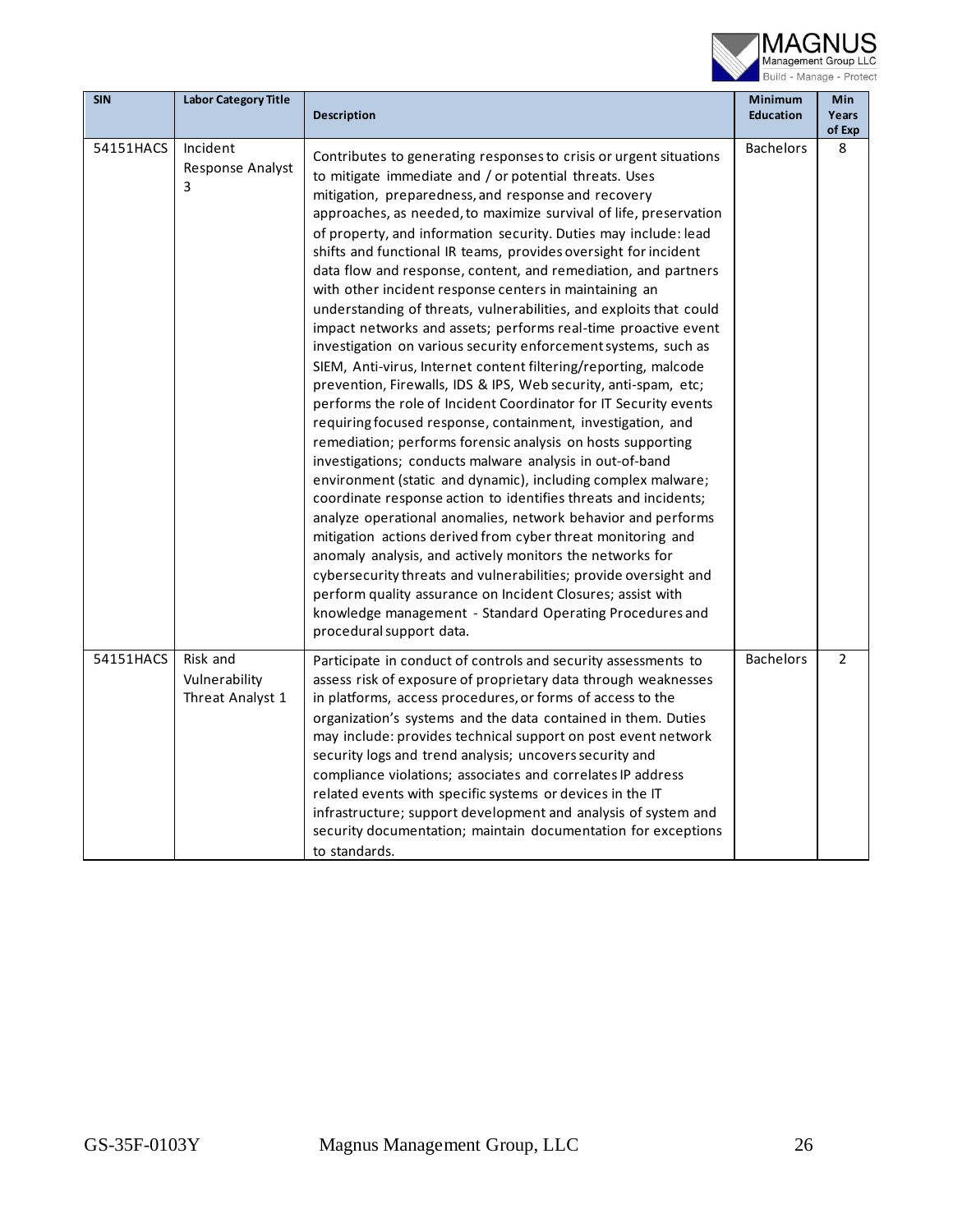| SIN | Labor Category Title | Description | Minimum Education | Min Years of Exp |
|---|---|---|---|---|
| 54151HACS | Incident Response Analyst 3 | Contributes to generating responses to crisis or urgent situations to mitigate immediate and / or potential threats. Uses mitigation, preparedness, and response and recovery approaches, as needed, to maximize survival of life, preservation of property, and information security. Duties may include: lead shifts and functional IR teams, provides oversight for incident data flow and response, content, and remediation, and partners with other incident response centers in maintaining an understanding of threats, vulnerabilities, and exploits that could impact networks and assets; performs real-time proactive event investigation on various security enforcement systems, such as SIEM, Anti-virus, Internet content filtering/reporting, malcode prevention, Firewalls, IDS & IPS, Web security, anti-spam, etc; performs the role of Incident Coordinator for IT Security events requiring focused response, containment, investigation, and remediation; performs forensic analysis on hosts supporting investigations; conducts malware analysis in out-of-band environment (static and dynamic), including complex malware; coordinate response action to identifies threats and incidents; analyze operational anomalies, network behavior and performs mitigation actions derived from cyber threat monitoring and anomaly analysis, and actively monitors the networks for cybersecurity threats and vulnerabilities; provide oversight and perform quality assurance on Incident Closures; assist with knowledge management - Standard Operating Procedures and procedural support data. | Bachelors | 8 |
| 54151HACS | Risk and Vulnerability Threat Analyst 1 | Participate in conduct of controls and security assessments to assess risk of exposure of proprietary data through weaknesses in platforms, access procedures, or forms of access to the organization's systems and the data contained in them. Duties may include: provides technical support on post event network security logs and trend analysis; uncovers security and compliance violations; associates and correlates IP address related events with specific systems or devices in the IT infrastructure; support development and analysis of system and security documentation; maintain documentation for exceptions to standards. | Bachelors | 2 |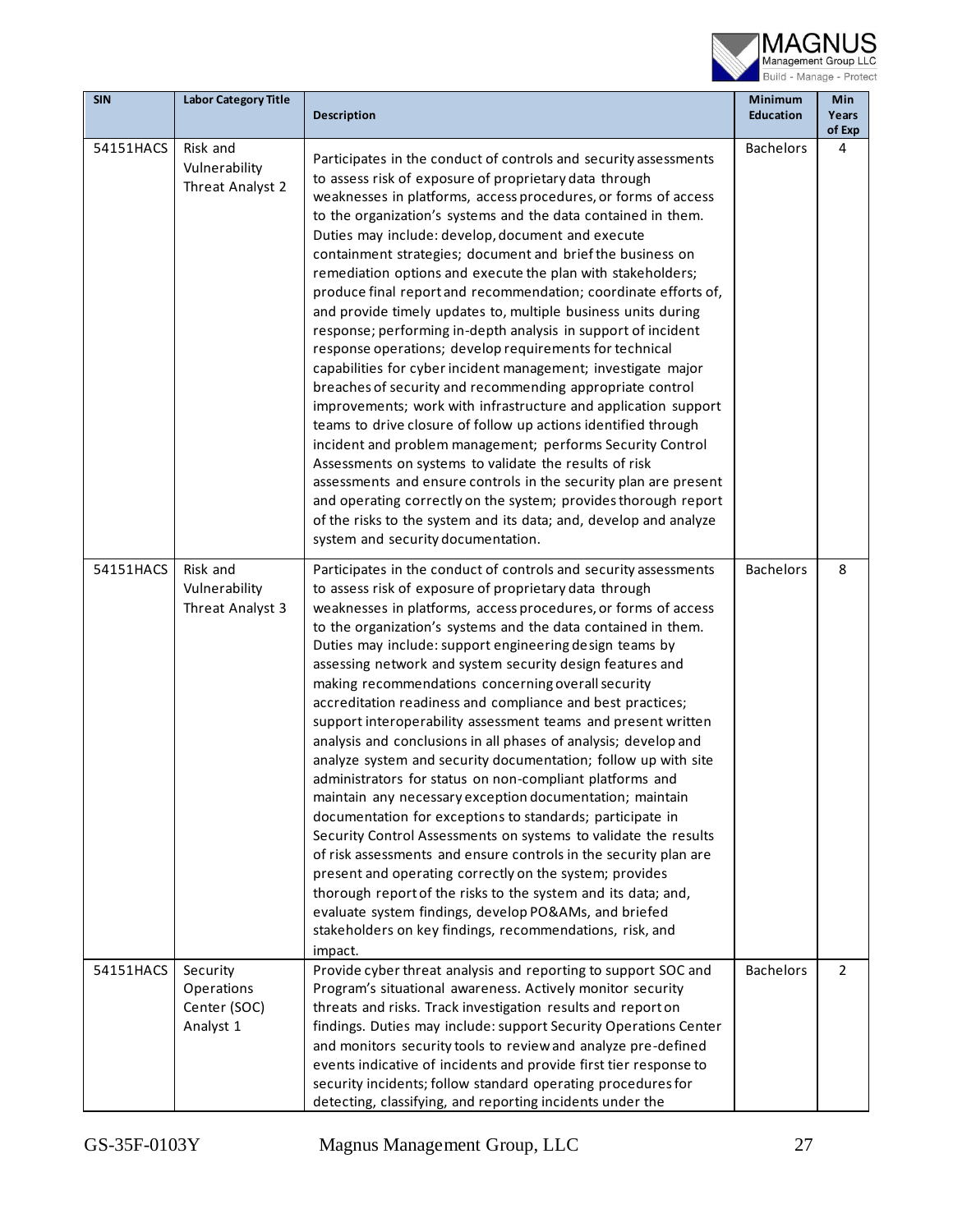| SIN | Labor Category Title | Description | Minimum Education | Min Years of Exp |
|---|---|---|---|---|
| 54151HACS | Risk and Vulnerability Threat Analyst 2 | Participates in the conduct of controls and security assessments to assess risk of exposure of proprietary data through weaknesses in platforms, access procedures, or forms of access to the organization's systems and the data contained in them. Duties may include: develop, document and execute containment strategies; document and brief the business on remediation options and execute the plan with stakeholders; produce final report and recommendation; coordinate efforts of, and provide timely updates to, multiple business units during response; performing in-depth analysis in support of incident response operations; develop requirements for technical capabilities for cyber incident management; investigate major breaches of security and recommending appropriate control improvements; work with infrastructure and application support teams to drive closure of follow up actions identified through incident and problem management; performs Security Control Assessments on systems to validate the results of risk assessments and ensure controls in the security plan are present and operating correctly on the system; provides thorough report of the risks to the system and its data; and, develop and analyze system and security documentation. | Bachelors | 4 |
| 54151HACS | Risk and Vulnerability Threat Analyst 3 | Participates in the conduct of controls and security assessments to assess risk of exposure of proprietary data through weaknesses in platforms, access procedures, or forms of access to the organization's systems and the data contained in them. Duties may include: support engineering design teams by assessing network and system security design features and making recommendations concerning overall security accreditation readiness and compliance and best practices; support interoperability assessment teams and present written analysis and conclusions in all phases of analysis; develop and analyze system and security documentation; follow up with site administrators for status on non-compliant platforms and maintain any necessary exception documentation; maintain documentation for exceptions to standards; participate in Security Control Assessments on systems to validate the results of risk assessments and ensure controls in the security plan are present and operating correctly on the system; provides thorough report of the risks to the system and its data; and, evaluate system findings, develop PO&AMs, and briefed stakeholders on key findings, recommendations, risk, and impact. | Bachelors | 8 |
| 54151HACS | Security Operations Center (SOC) Analyst 1 | Provide cyber threat analysis and reporting to support SOC and Program's situational awareness. Actively monitor security threats and risks. Track investigation results and report on findings. Duties may include: support Security Operations Center and monitors security tools to review and analyze pre-defined events indicative of incidents and provide first tier response to security incidents; follow standard operating procedures for detecting, classifying, and reporting incidents under the | Bachelors | 2 |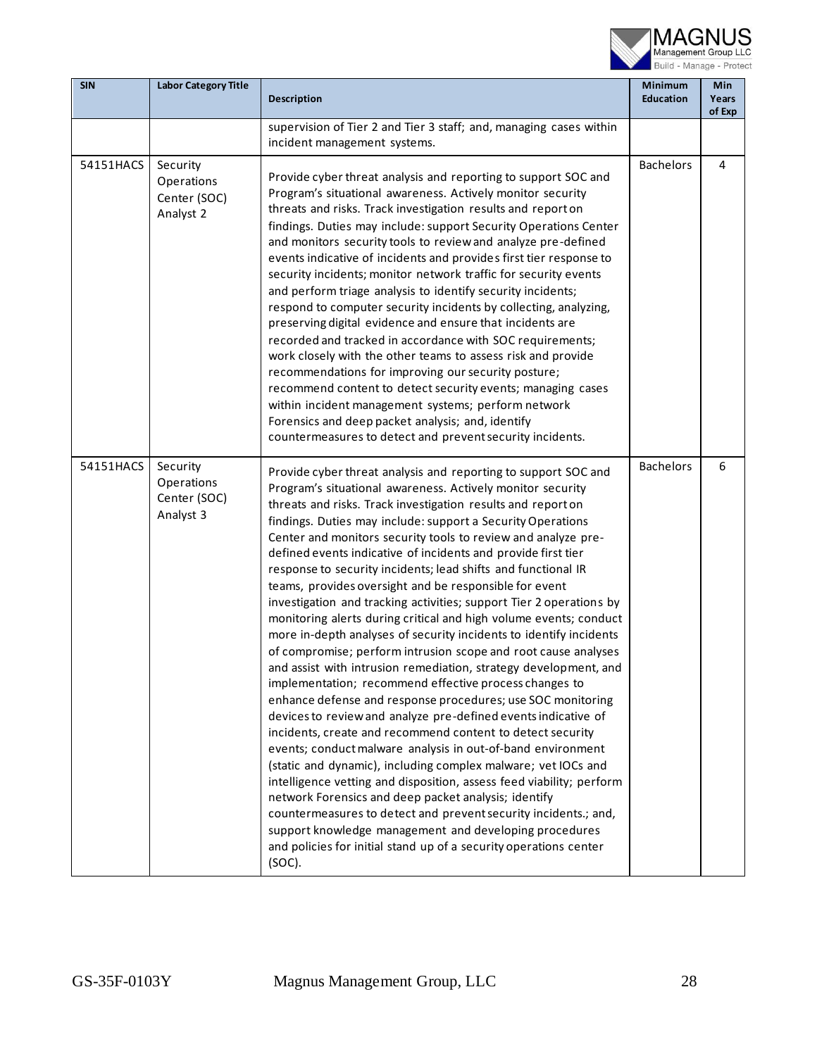| SIN | Labor Category Title | Description | Minimum Education | Min Years of Exp |
|---|---|---|---|---|
| | | supervision of Tier 2 and Tier 3 staff; and, managing cases within incident management systems. | | |
| 54151HACS | Security Operations Center (SOC) Analyst 2 | Provide cyber threat analysis and reporting to support SOC and Program's situational awareness. Actively monitor security threats and risks. Track investigation results and report on findings. Duties may include: support Security Operations Center and monitors security tools to review and analyze pre-defined events indicative of incidents and provides first tier response to security incidents; monitor network traffic for security events and perform triage analysis to identify security incidents; respond to computer security incidents by collecting, analyzing, preserving digital evidence and ensure that incidents are recorded and tracked in accordance with SOC requirements; work closely with the other teams to assess risk and provide recommendations for improving our security posture; recommend content to detect security events; managing cases within incident management systems; perform network Forensics and deep packet analysis; and, identify countermeasures to detect and prevent security incidents. | Bachelors | 4 |
| 54151HACS | Security Operations Center (SOC) Analyst 3 | Provide cyber threat analysis and reporting to support SOC and Program's situational awareness. Actively monitor security threats and risks. Track investigation results and report on findings. Duties may include: support a Security Operations Center and monitors security tools to review and analyze pre-defined events indicative of incidents and provide first tier response to security incidents; lead shifts and functional IR teams, provides oversight and be responsible for event investigation and tracking activities; support Tier 2 operations by monitoring alerts during critical and high volume events; conduct more in-depth analyses of security incidents to identify incidents of compromise; perform intrusion scope and root cause analyses and assist with intrusion remediation, strategy development, and implementation; recommend effective process changes to enhance defense and response procedures; use SOC monitoring devices to review and analyze pre-defined events indicative of incidents, create and recommend content to detect security events; conduct malware analysis in out-of-band environment (static and dynamic), including complex malware; vet IOCs and intelligence vetting and disposition, assess feed viability; perform network Forensics and deep packet analysis; identify countermeasures to detect and prevent security incidents.; and, support knowledge management and developing procedures and policies for initial stand up of a security operations center (SOC). | Bachelors | 6 |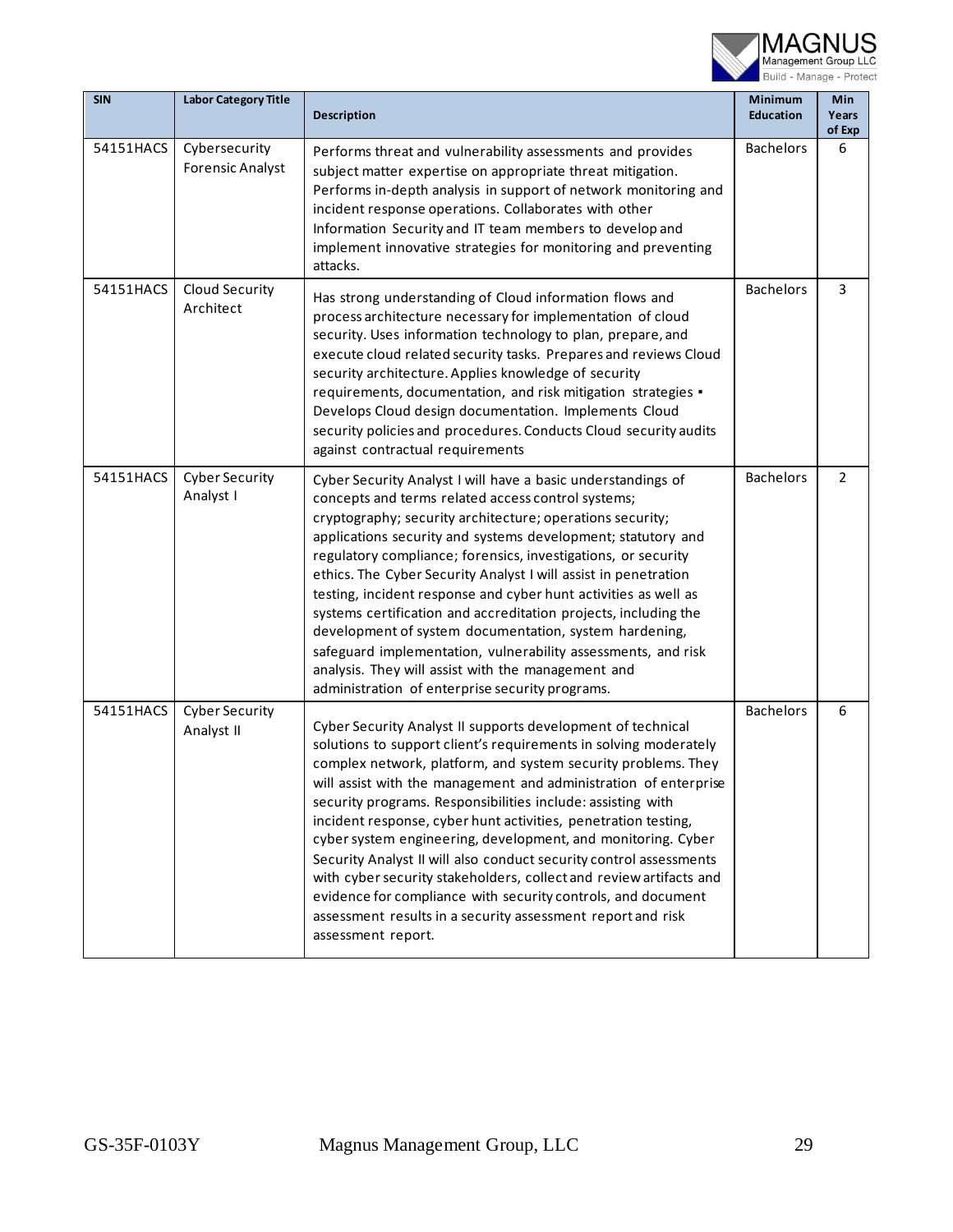| SIN | Labor Category Title | Description | Minimum Education | Min Years of Exp |
|---|---|---|---|---|
| 54151HACS | Cybersecurity Forensic Analyst | Performs threat and vulnerability assessments and provides subject matter expertise on appropriate threat mitigation. Performs in-depth analysis in support of network monitoring and incident response operations. Collaborates with other Information Security and IT team members to develop and implement innovative strategies for monitoring and preventing attacks. | Bachelors | 6 |
| 54151HACS | Cloud Security Architect | Has strong understanding of Cloud information flows and process architecture necessary for implementation of cloud security. Uses information technology to plan, prepare, and execute cloud related security tasks. Prepares and reviews Cloud security architecture. Applies knowledge of security requirements, documentation, and risk mitigation strategies ▪ Develops Cloud design documentation. Implements Cloud security policies and procedures. Conducts Cloud security audits against contractual requirements | Bachelors | 3 |
| 54151HACS | Cyber Security Analyst I | Cyber Security Analyst I will have a basic understandings of concepts and terms related access control systems; cryptography; security architecture; operations security; applications security and systems development; statutory and regulatory compliance; forensics, investigations, or security ethics. The Cyber Security Analyst I will assist in penetration testing, incident response and cyber hunt activities as well as systems certification and accreditation projects, including the development of system documentation, system hardening, safeguard implementation, vulnerability assessments, and risk analysis. They will assist with the management and administration of enterprise security programs. | Bachelors | 2 |
| 54151HACS | Cyber Security Analyst II | Cyber Security Analyst II supports development of technical solutions to support client's requirements in solving moderately complex network, platform, and system security problems. They will assist with the management and administration of enterprise security programs. Responsibilities include: assisting with incident response, cyber hunt activities, penetration testing, cyber system engineering, development, and monitoring. Cyber Security Analyst II will also conduct security control assessments with cyber security stakeholders, collect and review artifacts and evidence for compliance with security controls, and document assessment results in a security assessment report and risk assessment report. | Bachelors | 6 |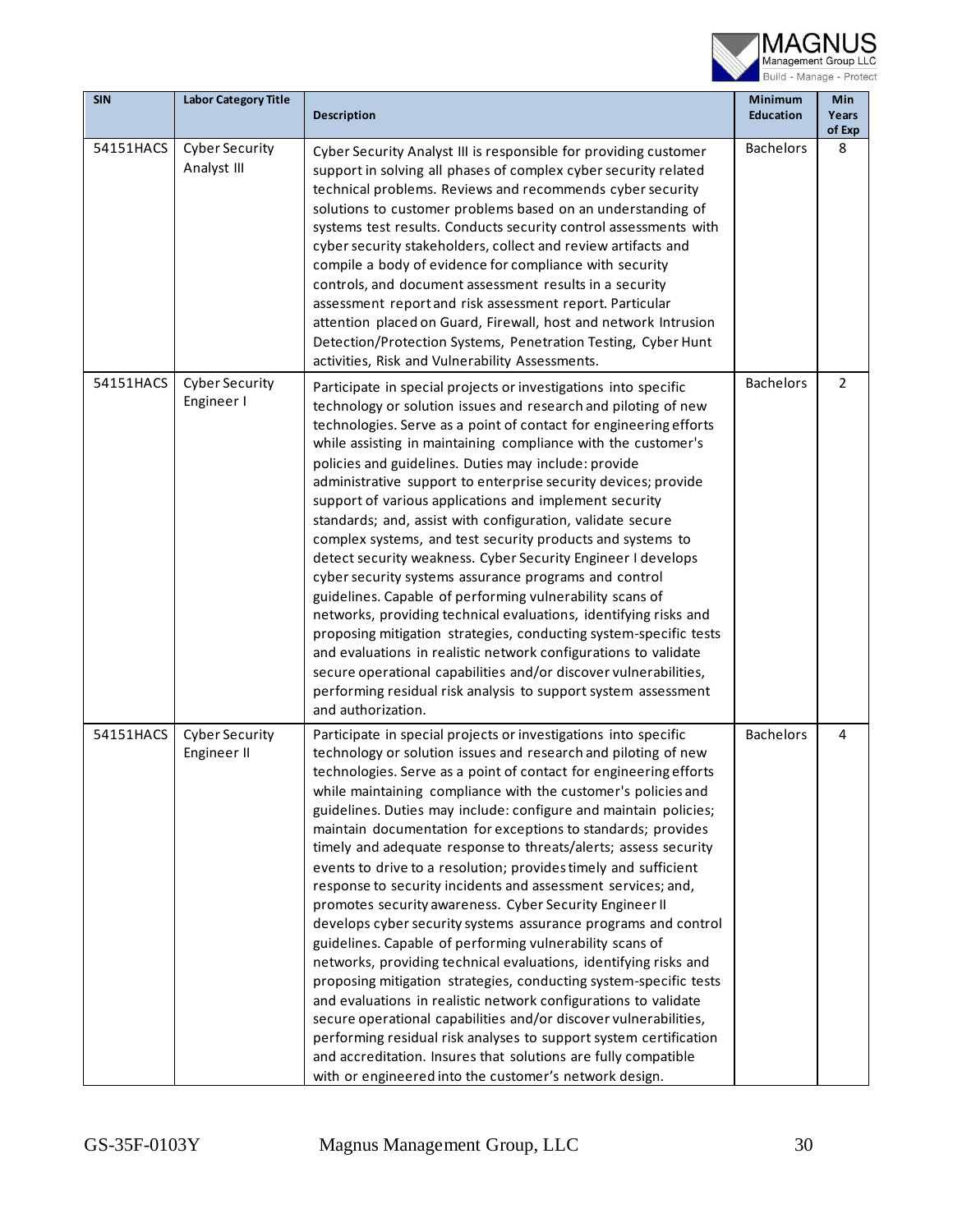| SIN | Labor Category Title | Description | Minimum Education | Min Years of Exp |
|---|---|---|---|---|
| 54151HACS | Cyber Security Analyst III | Cyber Security Analyst III is responsible for providing customer support in solving all phases of complex cyber security related technical problems. Reviews and recommends cyber security solutions to customer problems based on an understanding of systems test results. Conducts security control assessments with cyber security stakeholders, collect and review artifacts and compile a body of evidence for compliance with security controls, and document assessment results in a security assessment report and risk assessment report. Particular attention placed on Guard, Firewall, host and network Intrusion Detection/Protection Systems, Penetration Testing, Cyber Hunt activities, Risk and Vulnerability Assessments. | Bachelors | 8 |
| 54151HACS | Cyber Security Engineer I | Participate in special projects or investigations into specific technology or solution issues and research and piloting of new technologies. Serve as a point of contact for engineering efforts while assisting in maintaining compliance with the customer's policies and guidelines. Duties may include: provide administrative support to enterprise security devices; provide support of various applications and implement security standards; and, assist with configuration, validate secure complex systems, and test security products and systems to detect security weakness. Cyber Security Engineer I develops cyber security systems assurance programs and control guidelines. Capable of performing vulnerability scans of networks, providing technical evaluations, identifying risks and proposing mitigation strategies, conducting system-specific tests and evaluations in realistic network configurations to validate secure operational capabilities and/or discover vulnerabilities, performing residual risk analysis to support system assessment and authorization. | Bachelors | 2 |
| 54151HACS | Cyber Security Engineer II | Participate in special projects or investigations into specific technology or solution issues and research and piloting of new technologies. Serve as a point of contact for engineering efforts while maintaining compliance with the customer's policies and guidelines. Duties may include: configure and maintain policies; maintain documentation for exceptions to standards; provides timely and adequate response to threats/alerts; assess security events to drive to a resolution; provides timely and sufficient response to security incidents and assessment services; and, promotes security awareness. Cyber Security Engineer II develops cyber security systems assurance programs and control guidelines. Capable of performing vulnerability scans of networks, providing technical evaluations, identifying risks and proposing mitigation strategies, conducting system-specific tests and evaluations in realistic network configurations to validate secure operational capabilities and/or discover vulnerabilities, performing residual risk analyses to support system certification and accreditation. Insures that solutions are fully compatible with or engineered into the customer's network design. | Bachelors | 4 |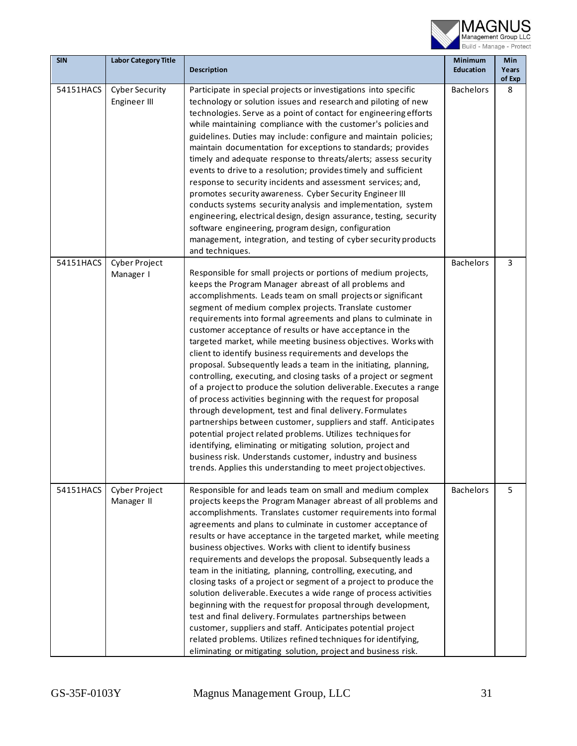| SIN | Labor Category Title | Description | Minimum Education | Min Years of Exp |
|---|---|---|---|---|
| 54151HACS | Cyber Security Engineer III | Participate in special projects or investigations into specific technology or solution issues and research and piloting of new technologies. Serve as a point of contact for engineering efforts while maintaining compliance with the customer's policies and guidelines. Duties may include: configure and maintain policies; maintain documentation for exceptions to standards; provides timely and adequate response to threats/alerts; assess security events to drive to a resolution; provides timely and sufficient response to security incidents and assessment services; and, promotes security awareness. Cyber Security Engineer III conducts systems security analysis and implementation, system engineering, electrical design, design assurance, testing, security software engineering, program design, configuration management, integration, and testing of cyber security products and techniques. | Bachelors | 8 |
| 54151HACS | Cyber Project Manager I | Responsible for small projects or portions of medium projects, keeps the Program Manager abreast of all problems and accomplishments. Leads team on small projects or significant segment of medium complex projects. Translate customer requirements into formal agreements and plans to culminate in customer acceptance of results or have acceptance in the targeted market, while meeting business objectives. Works with client to identify business requirements and develops the proposal. Subsequently leads a team in the initiating, planning, controlling, executing, and closing tasks of a project or segment of a project to produce the solution deliverable. Executes a range of process activities beginning with the request for proposal through development, test and final delivery. Formulates partnerships between customer, suppliers and staff. Anticipates potential project related problems. Utilizes techniques for identifying, eliminating or mitigating solution, project and business risk. Understands customer, industry and business trends. Applies this understanding to meet project objectives. | Bachelors | 3 |
| 54151HACS | Cyber Project Manager II | Responsible for and leads team on small and medium complex projects keeps the Program Manager abreast of all problems and accomplishments. Translates customer requirements into formal agreements and plans to culminate in customer acceptance of results or have acceptance in the targeted market, while meeting business objectives. Works with client to identify business requirements and develops the proposal. Subsequently leads a team in the initiating, planning, controlling, executing, and closing tasks of a project or segment of a project to produce the solution deliverable. Executes a wide range of process activities beginning with the request for proposal through development, test and final delivery. Formulates partnerships between customer, suppliers and staff. Anticipates potential project related problems. Utilizes refined techniques for identifying, eliminating or mitigating solution, project and business risk. | Bachelors | 5 |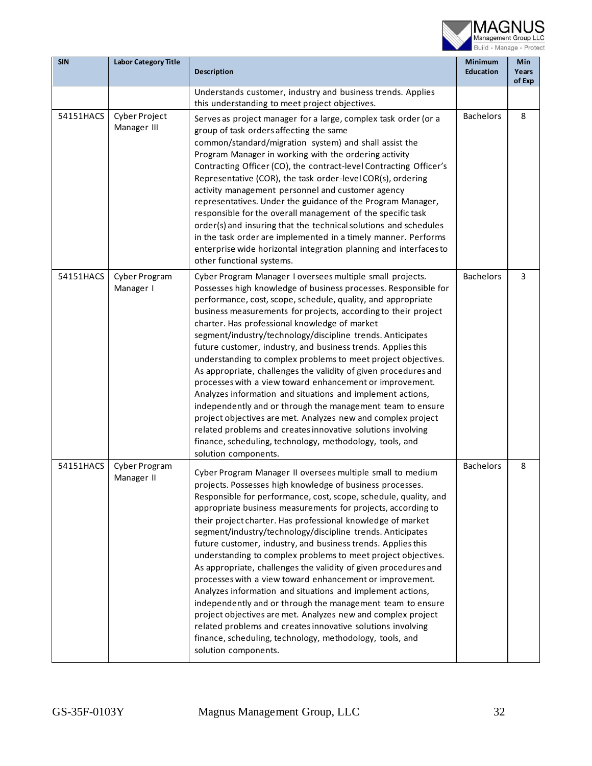| SIN | Labor Category Title | Description | Minimum Education | Min Years of Exp |
|---|---|---|---|---|
| | | Understands customer, industry and business trends. Applies this understanding to meet project objectives. | | |
| 54151HACS | Cyber Project Manager III | Serves as project manager for a large, complex task order (or a group of task orders affecting the same common/standard/migration system) and shall assist the Program Manager in working with the ordering activity Contracting Officer (CO), the contract-level Contracting Officer's Representative (COR), the task order-level COR(s), ordering activity management personnel and customer agency representatives. Under the guidance of the Program Manager, responsible for the overall management of the specific task order(s) and insuring that the technical solutions and schedules in the task order are implemented in a timely manner. Performs enterprise wide horizontal integration planning and interfaces to other functional systems. | Bachelors | 8 |
| 54151HACS | Cyber Program Manager I | Cyber Program Manager I oversees multiple small projects. Possesses high knowledge of business processes. Responsible for performance, cost, scope, schedule, quality, and appropriate business measurements for projects, according to their project charter. Has professional knowledge of market segment/industry/technology/discipline trends. Anticipates future customer, industry, and business trends. Applies this understanding to complex problems to meet project objectives. As appropriate, challenges the validity of given procedures and processes with a view toward enhancement or improvement. Analyzes information and situations and implement actions, independently and or through the management team to ensure project objectives are met. Analyzes new and complex project related problems and creates innovative solutions involving finance, scheduling, technology, methodology, tools, and solution components. | Bachelors | 3 |
| 54151HACS | Cyber Program Manager II | Cyber Program Manager II oversees multiple small to medium projects. Possesses high knowledge of business processes. Responsible for performance, cost, scope, schedule, quality, and appropriate business measurements for projects, according to their project charter. Has professional knowledge of market segment/industry/technology/discipline trends. Anticipates future customer, industry, and business trends. Applies this understanding to complex problems to meet project objectives. As appropriate, challenges the validity of given procedures and processes with a view toward enhancement or improvement. Analyzes information and situations and implement actions, independently and or through the management team to ensure project objectives are met. Analyzes new and complex project related problems and creates innovative solutions involving finance, scheduling, technology, methodology, tools, and solution components. | Bachelors | 8 |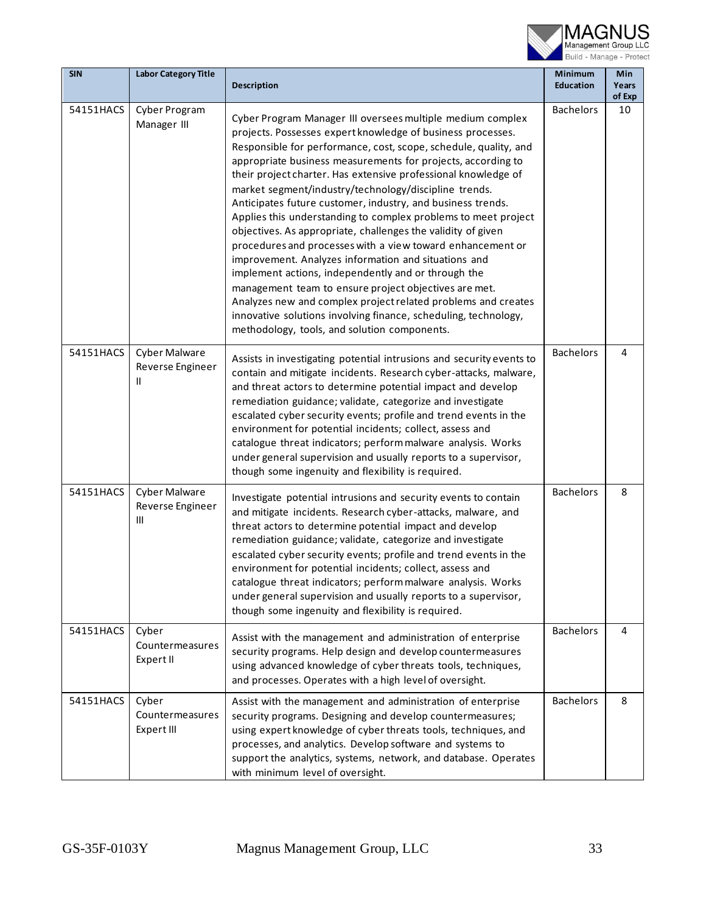| SIN | Labor Category Title | Description | Minimum Education | Min Years of Exp |
|---|---|---|---|---|
| 54151HACS | Cyber Program Manager III | Cyber Program Manager III oversees multiple medium complex projects. Possesses expert knowledge of business processes. Responsible for performance, cost, scope, schedule, quality, and appropriate business measurements for projects, according to their project charter. Has extensive professional knowledge of market segment/industry/technology/discipline trends. Anticipates future customer, industry, and business trends. Applies this understanding to complex problems to meet project objectives. As appropriate, challenges the validity of given procedures and processes with a view toward enhancement or improvement. Analyzes information and situations and implement actions, independently and or through the management team to ensure project objectives are met. Analyzes new and complex project related problems and creates innovative solutions involving finance, scheduling, technology, methodology, tools, and solution components. | Bachelors | 10 |
| 54151HACS | Cyber Malware Reverse Engineer II | Assists in investigating potential intrusions and security events to contain and mitigate incidents. Research cyber-attacks, malware, and threat actors to determine potential impact and develop remediation guidance; validate, categorize and investigate escalated cyber security events; profile and trend events in the environment for potential incidents; collect, assess and catalogue threat indicators; perform malware analysis. Works under general supervision and usually reports to a supervisor, though some ingenuity and flexibility is required. | Bachelors | 4 |
| 54151HACS | Cyber Malware Reverse Engineer III | Investigate potential intrusions and security events to contain and mitigate incidents. Research cyber-attacks, malware, and threat actors to determine potential impact and develop remediation guidance; validate, categorize and investigate escalated cyber security events; profile and trend events in the environment for potential incidents; collect, assess and catalogue threat indicators; perform malware analysis. Works under general supervision and usually reports to a supervisor, though some ingenuity and flexibility is required. | Bachelors | 8 |
| 54151HACS | Cyber Countermeasures Expert II | Assist with the management and administration of enterprise security programs. Help design and develop countermeasures using advanced knowledge of cyber threats tools, techniques, and processes. Operates with a high level of oversight. | Bachelors | 4 |
| 54151HACS | Cyber Countermeasures Expert III | Assist with the management and administration of enterprise security programs. Designing and develop countermeasures; using expert knowledge of cyber threats tools, techniques, and processes, and analytics. Develop software and systems to support the analytics, systems, network, and database. Operates with minimum level of oversight. | Bachelors | 8 |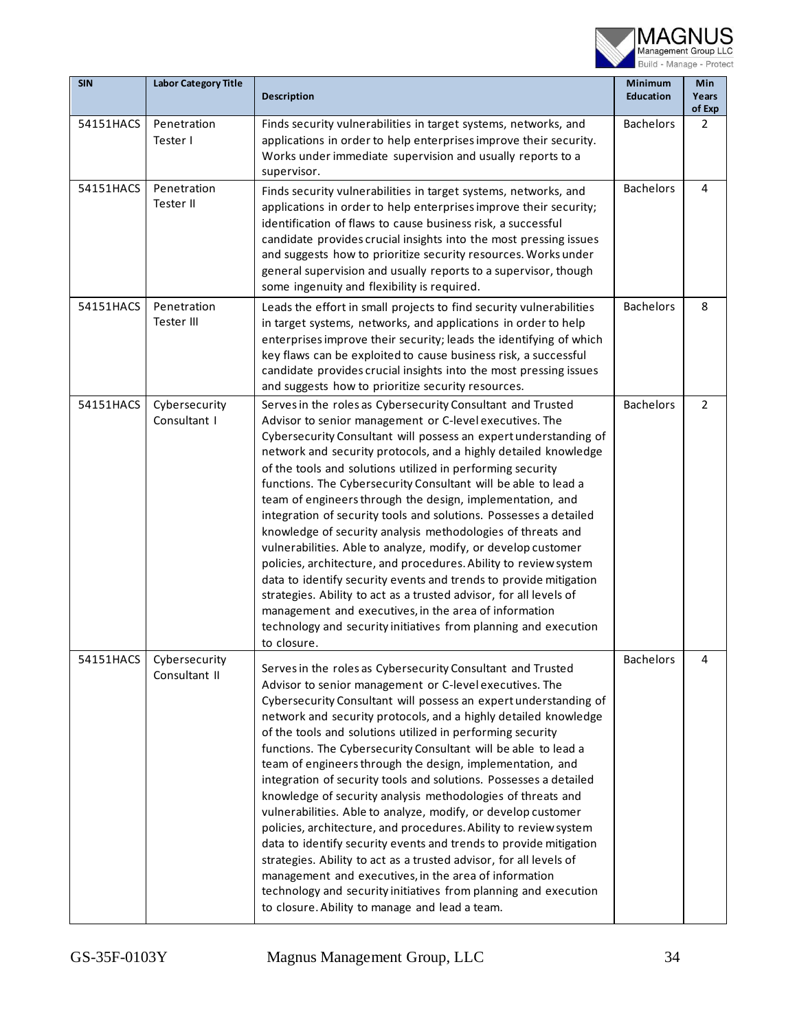| SIN | Labor Category Title | Description | Minimum Education | Min Years of Exp |
|---|---|---|---|---|
| 54151HACS | Penetration Tester I | Finds security vulnerabilities in target systems, networks, and applications in order to help enterprises improve their security. Works under immediate supervision and usually reports to a supervisor. | Bachelors | 2 |
| 54151HACS | Penetration Tester II | Finds security vulnerabilities in target systems, networks, and applications in order to help enterprises improve their security; identification of flaws to cause business risk, a successful candidate provides crucial insights into the most pressing issues and suggests how to prioritize security resources. Works under general supervision and usually reports to a supervisor, though some ingenuity and flexibility is required. | Bachelors | 4 |
| 54151HACS | Penetration Tester III | Leads the effort in small projects to find security vulnerabilities in target systems, networks, and applications in order to help enterprises improve their security; leads the identifying of which key flaws can be exploited to cause business risk, a successful candidate provides crucial insights into the most pressing issues and suggests how to prioritize security resources. | Bachelors | 8 |
| 54151HACS | Cybersecurity Consultant I | Serves in the roles as Cybersecurity Consultant and Trusted Advisor to senior management or C-level executives. The Cybersecurity Consultant will possess an expert understanding of network and security protocols, and a highly detailed knowledge of the tools and solutions utilized in performing security functions. The Cybersecurity Consultant will be able to lead a team of engineers through the design, implementation, and integration of security tools and solutions. Possesses a detailed knowledge of security analysis methodologies of threats and vulnerabilities. Able to analyze, modify, or develop customer policies, architecture, and procedures. Ability to review system data to identify security events and trends to provide mitigation strategies. Ability to act as a trusted advisor, for all levels of management and executives, in the area of information technology and security initiatives from planning and execution to closure. | Bachelors | 2 |
| 54151HACS | Cybersecurity Consultant II | Serves in the roles as Cybersecurity Consultant and Trusted Advisor to senior management or C-level executives. The Cybersecurity Consultant will possess an expert understanding of network and security protocols, and a highly detailed knowledge of the tools and solutions utilized in performing security functions. The Cybersecurity Consultant will be able to lead a team of engineers through the design, implementation, and integration of security tools and solutions. Possesses a detailed knowledge of security analysis methodologies of threats and vulnerabilities. Able to analyze, modify, or develop customer policies, architecture, and procedures. Ability to review system data to identify security events and trends to provide mitigation strategies. Ability to act as a trusted advisor, for all levels of management and executives, in the area of information technology and security initiatives from planning and execution to closure. Ability to manage and lead a team. | Bachelors | 4 |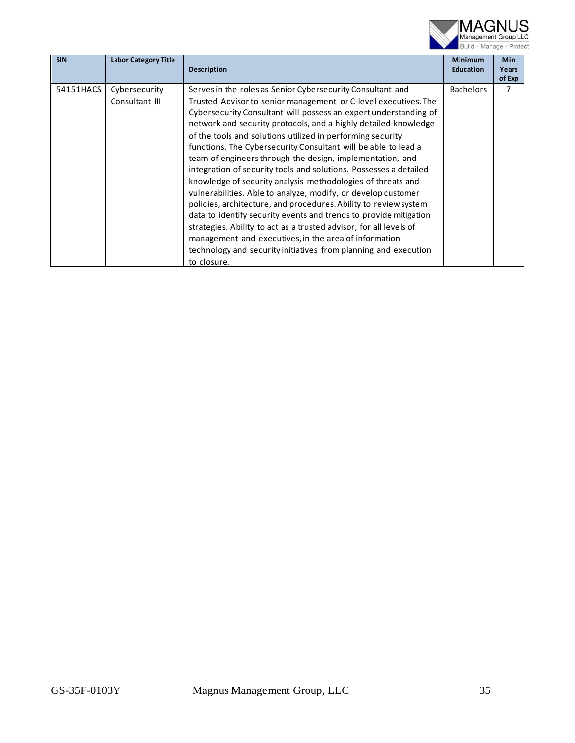| SIN | Labor Category Title | Description | Minimum Education | Min Years of Exp |
|---|---|---|---|---|
| 54151HACS | Cybersecurity Consultant III | Serves in the roles as Senior Cybersecurity Consultant and Trusted Advisor to senior management or C-level executives. The Cybersecurity Consultant will possess an expert understanding of network and security protocols, and a highly detailed knowledge of the tools and solutions utilized in performing security functions. The Cybersecurity Consultant will be able to lead a team of engineers through the design, implementation, and integration of security tools and solutions. Possesses a detailed knowledge of security analysis methodologies of threats and vulnerabilities. Able to analyze, modify, or develop customer policies, architecture, and procedures. Ability to review system data to identify security events and trends to provide mitigation strategies. Ability to act as a trusted advisor, for all levels of management and executives, in the area of information technology and security initiatives from planning and execution to closure. | Bachelors | 7 |